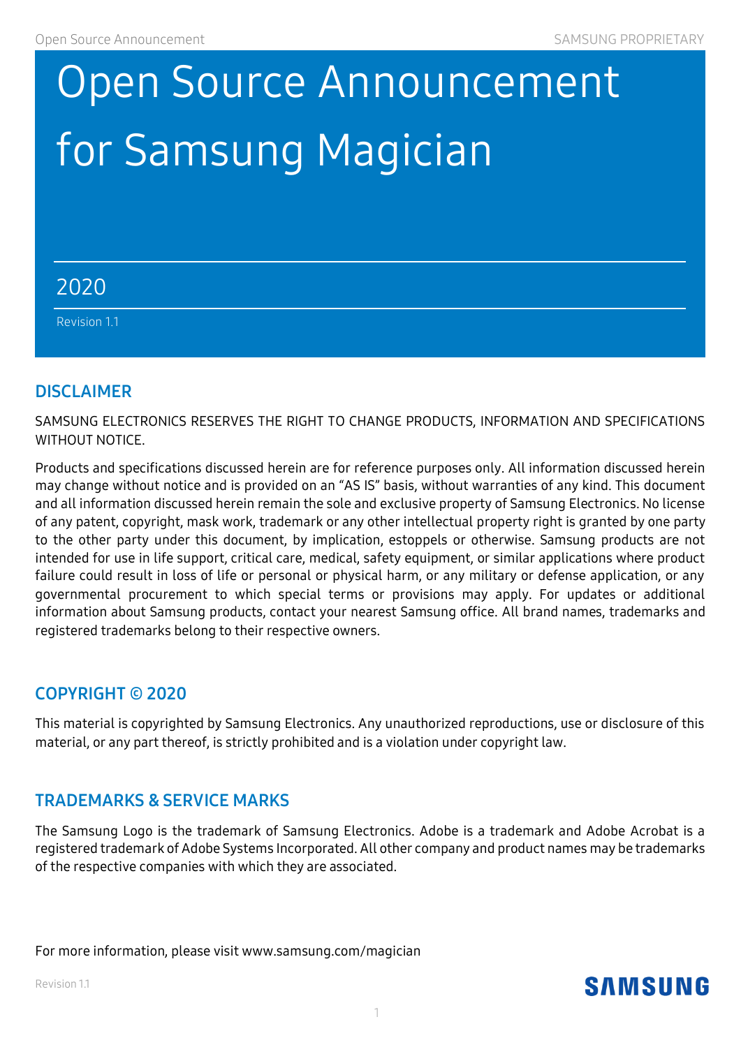# Open Source Announcement for Samsung Magician

2020

Revision 1.1

## DISCLAIMER

SAMSUNG ELECTRONICS RESERVES THE RIGHT TO CHANGE PRODUCTS, INFORMATION AND SPECIFICATIONS WITHOUT NOTICE.

Products and specifications discussed herein are for reference purposes only. All information discussed herein may change without notice and is provided on an "AS IS" basis, without warranties of any kind. This document and all information discussed herein remain the sole and exclusive property of Samsung Electronics. No license of any patent, copyright, mask work, trademark or any other intellectual property right is granted by one party to the other party under this document, by implication, estoppels or otherwise. Samsung products are not intended for use in life support, critical care, medical, safety equipment, or similar applications where product failure could result in loss of life or personal or physical harm, or any military or defense application, or any governmental procurement to which special terms or provisions may apply. For updates or additional information about Samsung products, contact your nearest Samsung office. All brand names, trademarks and registered trademarks belong to their respective owners.

## COPYRIGHT © 2020

This material is copyrighted by Samsung Electronics. Any unauthorized reproductions, use or disclosure of this material, or any part thereof, is strictly prohibited and is a violation under copyright law.

## TRADEMARKS & SERVICE MARKS

The Samsung Logo is the trademark of Samsung Electronics. Adobe is a trademark and Adobe Acrobat is a registered trademark of Adobe Systems Incorporated. All other company and product names may be trademarks of the respective companies with which they are associated.

For more information, please visit www.samsung.com/magician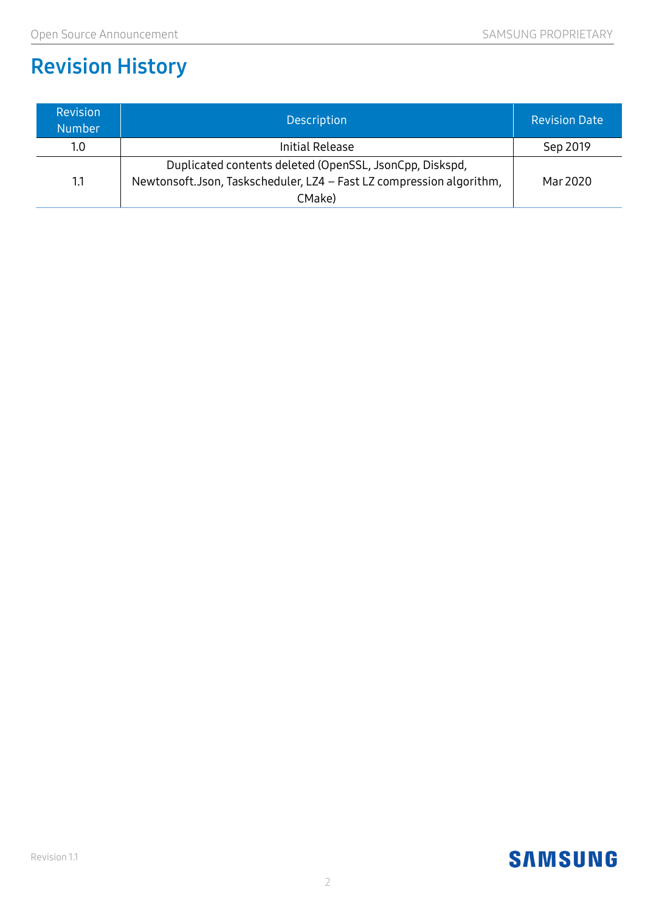# Revision History

| Revision Number | Description | Revision Date |
|---|---|---|
| 1.0 | Initial Release | Sep 2019 |
| 1.1 | Duplicated contents deleted (OpenSSL, JsonCpp, Diskspd, Newtonsoft.Json, Taskscheduler, LZ4 – Fast LZ compression algorithm, CMake) | Mar 2020 |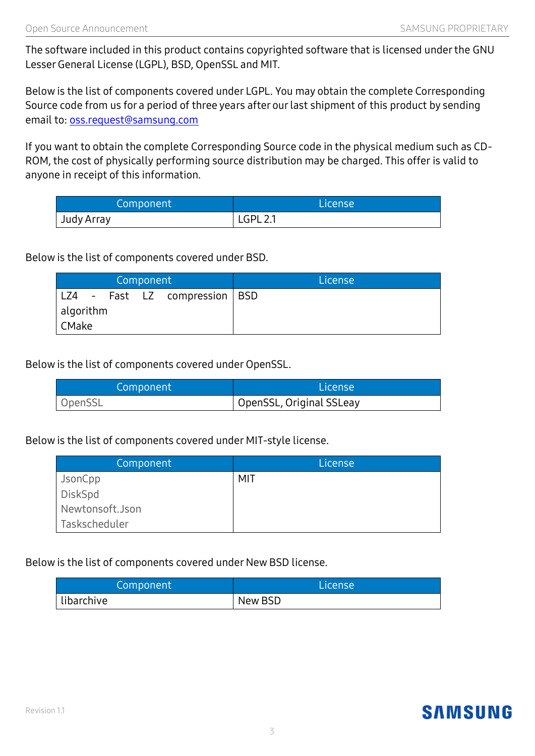The software included in this product contains copyrighted software that is licensed under the GNU Lesser General License (LGPL), BSD, OpenSSL and MIT.

Below is the list of components covered under LGPL. You may obtain the complete Corresponding Source code from us for a period of three years after our last shipment of this product by sending email to: oss.request@samsung.com

If you want to obtain the complete Corresponding Source code in the physical medium such as CD-ROM, the cost of physically performing source distribution may be charged. This offer is valid to anyone in receipt of this information.

| Component | License |
|---|---|
| Judy Array | LGPL 2.1 |

Below is the list of components covered under BSD.

| Component | License |
|---|---|
| LZ4 - Fast LZ compression algorithm<br>CMake | BSD |

Below is the list of components covered under OpenSSL.

| Component | License |
|---|---|
| OpenSSL | OpenSSL, Original SSLeay |

Below is the list of components covered under MIT-style license.

| Component | License |
|---|---|
| JsonCpp<br>DiskSpd<br>Newtonsoft.Json<br>Taskscheduler | MIT |

Below is the list of components covered under New BSD license.

| Component | License |
|---|---|
| libarchive | New BSD |

Revision 1.1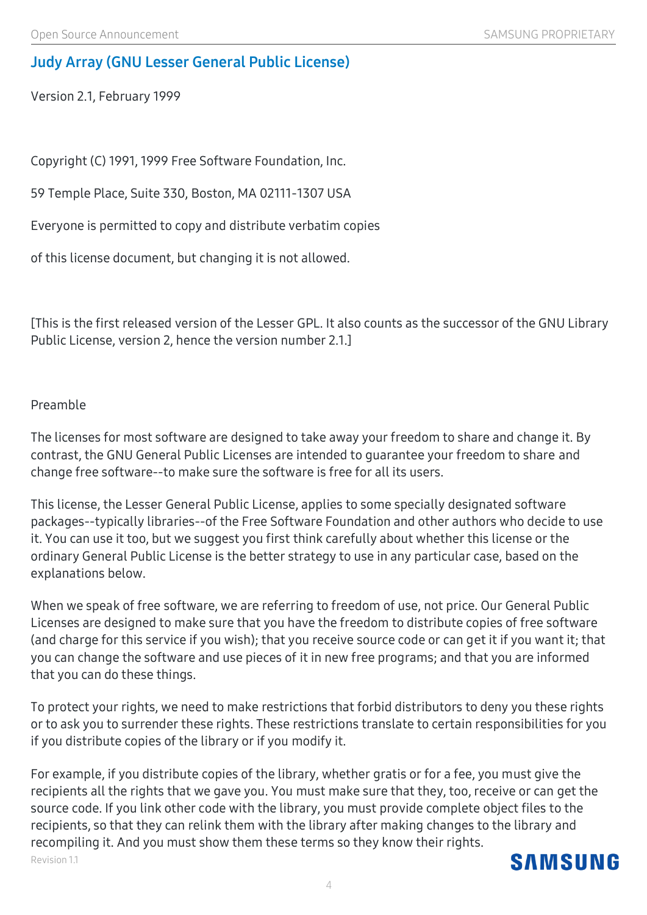## Judy Array (GNU Lesser General Public License)

Version 2.1, February 1999

Copyright (C) 1991, 1999 Free Software Foundation, Inc.

59 Temple Place, Suite 330, Boston, MA 02111-1307 USA

Everyone is permitted to copy and distribute verbatim copies

of this license document, but changing it is not allowed.

[This is the first released version of the Lesser GPL. It also counts as the successor of the GNU Library Public License, version 2, hence the version number 2.1.]

Preamble

The licenses for most software are designed to take away your freedom to share and change it. By contrast, the GNU General Public Licenses are intended to guarantee your freedom to share and change free software--to make sure the software is free for all its users.

This license, the Lesser General Public License, applies to some specially designated software packages--typically libraries--of the Free Software Foundation and other authors who decide to use it. You can use it too, but we suggest you first think carefully about whether this license or the ordinary General Public License is the better strategy to use in any particular case, based on the explanations below.

When we speak of free software, we are referring to freedom of use, not price. Our General Public Licenses are designed to make sure that you have the freedom to distribute copies of free software (and charge for this service if you wish); that you receive source code or can get it if you want it; that you can change the software and use pieces of it in new free programs; and that you are informed that you can do these things.

To protect your rights, we need to make restrictions that forbid distributors to deny you these rights or to ask you to surrender these rights. These restrictions translate to certain responsibilities for you if you distribute copies of the library or if you modify it.

For example, if you distribute copies of the library, whether gratis or for a fee, you must give the recipients all the rights that we gave you. You must make sure that they, too, receive or can get the source code. If you link other code with the library, you must provide complete object files to the recipients, so that they can relink them with the library after making changes to the library and recompiling it. And you must show them these terms so they know their rights.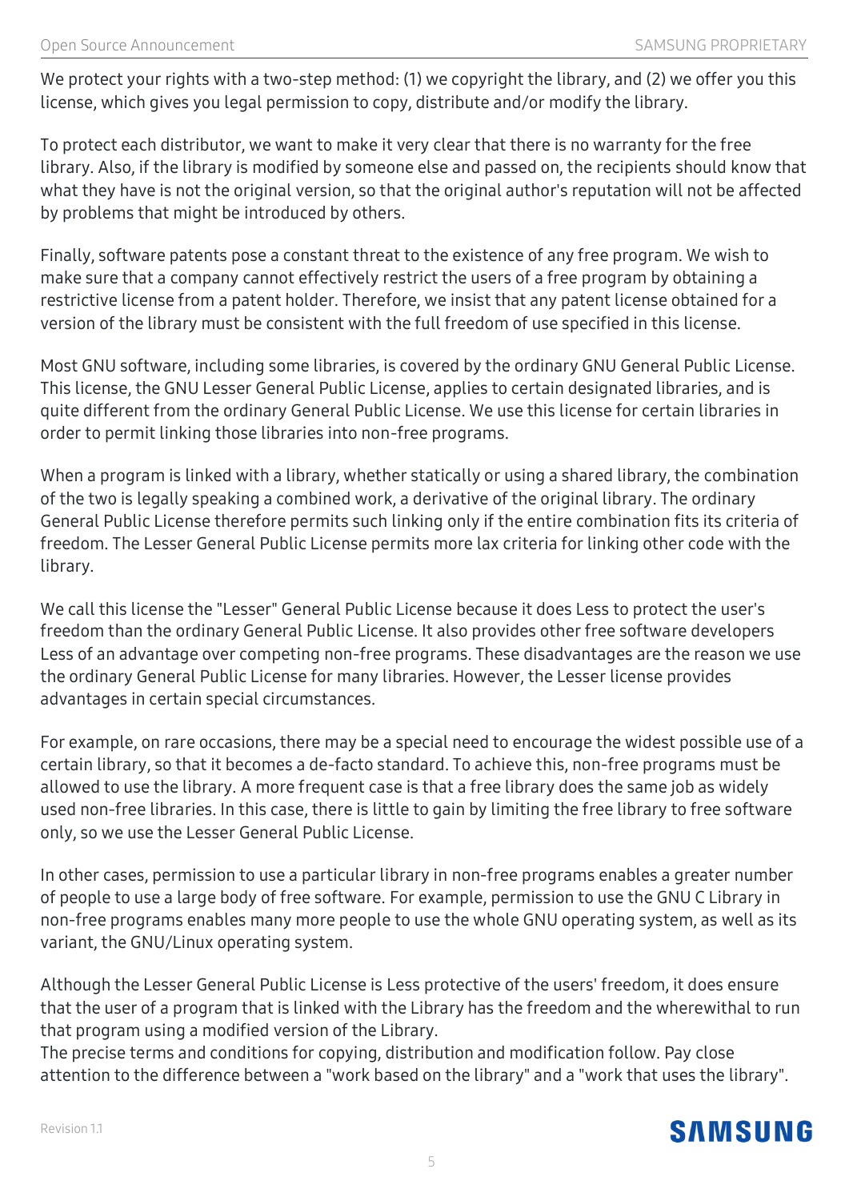We protect your rights with a two-step method: (1) we copyright the library, and (2) we offer you this license, which gives you legal permission to copy, distribute and/or modify the library.

To protect each distributor, we want to make it very clear that there is no warranty for the free library. Also, if the library is modified by someone else and passed on, the recipients should know that what they have is not the original version, so that the original author's reputation will not be affected by problems that might be introduced by others.

Finally, software patents pose a constant threat to the existence of any free program. We wish to make sure that a company cannot effectively restrict the users of a free program by obtaining a restrictive license from a patent holder. Therefore, we insist that any patent license obtained for a version of the library must be consistent with the full freedom of use specified in this license.

Most GNU software, including some libraries, is covered by the ordinary GNU General Public License. This license, the GNU Lesser General Public License, applies to certain designated libraries, and is quite different from the ordinary General Public License. We use this license for certain libraries in order to permit linking those libraries into non-free programs.

When a program is linked with a library, whether statically or using a shared library, the combination of the two is legally speaking a combined work, a derivative of the original library. The ordinary General Public License therefore permits such linking only if the entire combination fits its criteria of freedom. The Lesser General Public License permits more lax criteria for linking other code with the library.

We call this license the "Lesser" General Public License because it does Less to protect the user's freedom than the ordinary General Public License. It also provides other free software developers Less of an advantage over competing non-free programs. These disadvantages are the reason we use the ordinary General Public License for many libraries. However, the Lesser license provides advantages in certain special circumstances.

For example, on rare occasions, there may be a special need to encourage the widest possible use of a certain library, so that it becomes a de-facto standard. To achieve this, non-free programs must be allowed to use the library. A more frequent case is that a free library does the same job as widely used non-free libraries. In this case, there is little to gain by limiting the free library to free software only, so we use the Lesser General Public License.

In other cases, permission to use a particular library in non-free programs enables a greater number of people to use a large body of free software. For example, permission to use the GNU C Library in non-free programs enables many more people to use the whole GNU operating system, as well as its variant, the GNU/Linux operating system.

Although the Lesser General Public License is Less protective of the users' freedom, it does ensure that the user of a program that is linked with the Library has the freedom and the wherewithal to run that program using a modified version of the Library.
The precise terms and conditions for copying, distribution and modification follow. Pay close attention to the difference between a "work based on the library" and a "work that uses the library".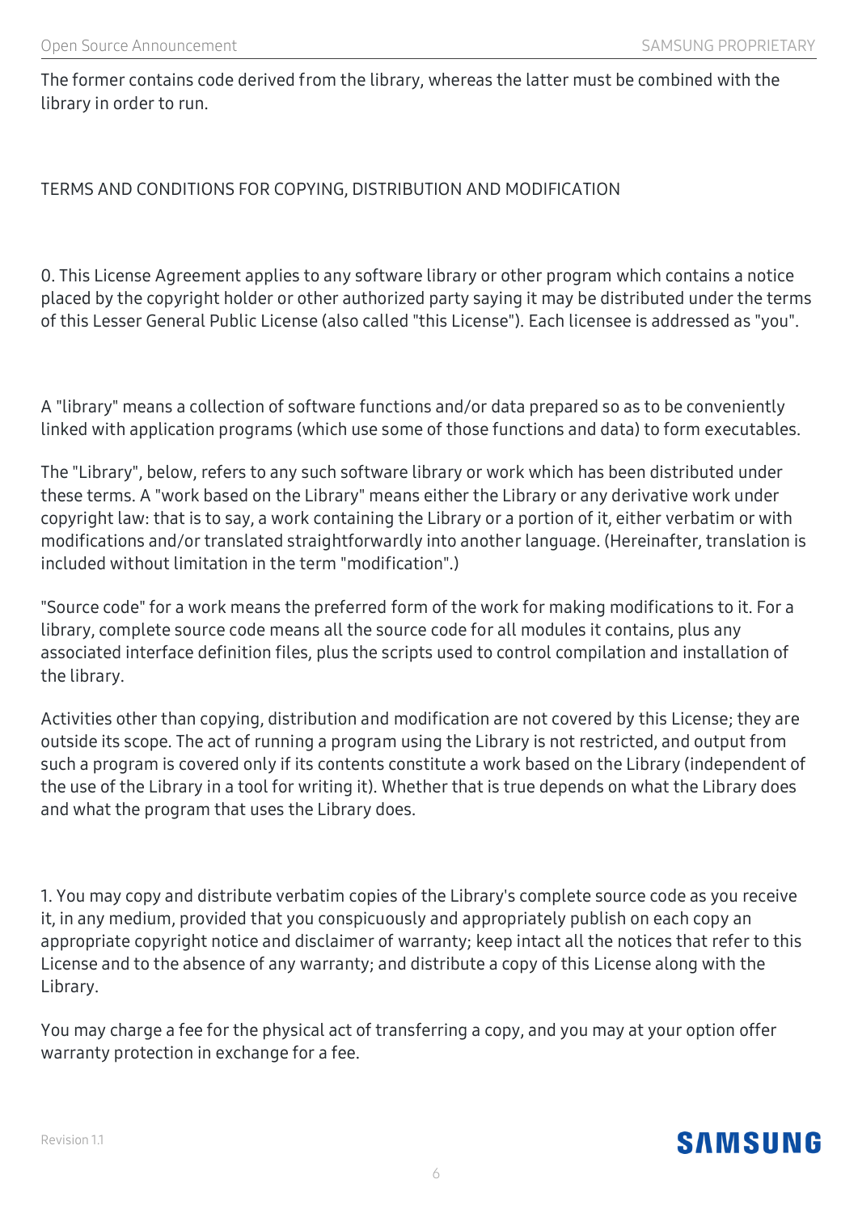The former contains code derived from the library, whereas the latter must be combined with the library in order to run.

TERMS AND CONDITIONS FOR COPYING, DISTRIBUTION AND MODIFICATION

0. This License Agreement applies to any software library or other program which contains a notice placed by the copyright holder or other authorized party saying it may be distributed under the terms of this Lesser General Public License (also called "this License"). Each licensee is addressed as "you".

A "library" means a collection of software functions and/or data prepared so as to be conveniently linked with application programs (which use some of those functions and data) to form executables.

The "Library", below, refers to any such software library or work which has been distributed under these terms. A "work based on the Library" means either the Library or any derivative work under copyright law: that is to say, a work containing the Library or a portion of it, either verbatim or with modifications and/or translated straightforwardly into another language. (Hereinafter, translation is included without limitation in the term "modification".)

"Source code" for a work means the preferred form of the work for making modifications to it. For a library, complete source code means all the source code for all modules it contains, plus any associated interface definition files, plus the scripts used to control compilation and installation of the library.

Activities other than copying, distribution and modification are not covered by this License; they are outside its scope. The act of running a program using the Library is not restricted, and output from such a program is covered only if its contents constitute a work based on the Library (independent of the use of the Library in a tool for writing it). Whether that is true depends on what the Library does and what the program that uses the Library does.

1. You may copy and distribute verbatim copies of the Library's complete source code as you receive it, in any medium, provided that you conspicuously and appropriately publish on each copy an appropriate copyright notice and disclaimer of warranty; keep intact all the notices that refer to this License and to the absence of any warranty; and distribute a copy of this License along with the Library.

You may charge a fee for the physical act of transferring a copy, and you may at your option offer warranty protection in exchange for a fee.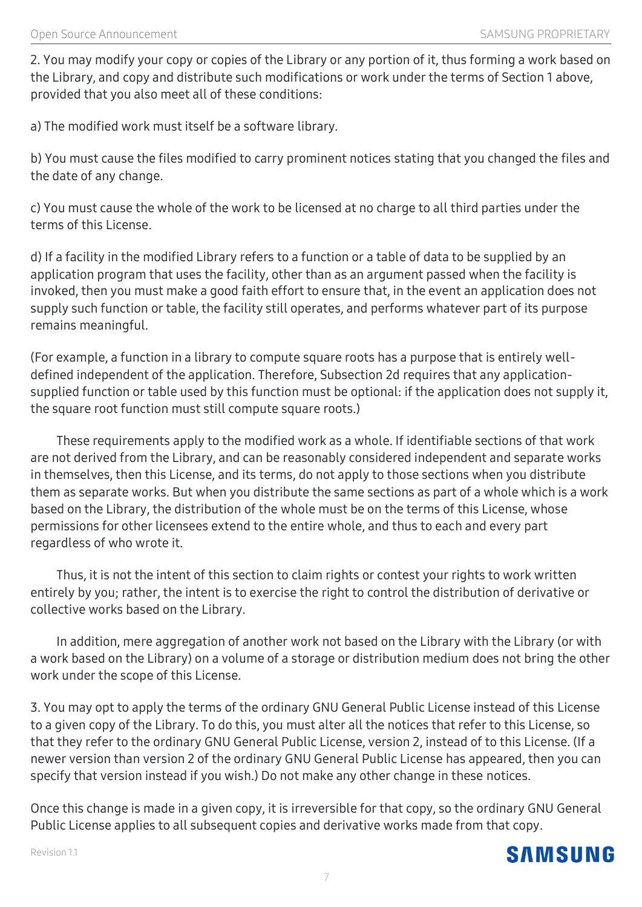2. You may modify your copy or copies of the Library or any portion of it, thus forming a work based on the Library, and copy and distribute such modifications or work under the terms of Section 1 above, provided that you also meet all of these conditions:

a) The modified work must itself be a software library.

b) You must cause the files modified to carry prominent notices stating that you changed the files and the date of any change.

c) You must cause the whole of the work to be licensed at no charge to all third parties under the terms of this License.

d) If a facility in the modified Library refers to a function or a table of data to be supplied by an application program that uses the facility, other than as an argument passed when the facility is invoked, then you must make a good faith effort to ensure that, in the event an application does not supply such function or table, the facility still operates, and performs whatever part of its purpose remains meaningful.

(For example, a function in a library to compute square roots has a purpose that is entirely well-defined independent of the application. Therefore, Subsection 2d requires that any application-supplied function or table used by this function must be optional: if the application does not supply it, the square root function must still compute square roots.)

These requirements apply to the modified work as a whole. If identifiable sections of that work are not derived from the Library, and can be reasonably considered independent and separate works in themselves, then this License, and its terms, do not apply to those sections when you distribute them as separate works. But when you distribute the same sections as part of a whole which is a work based on the Library, the distribution of the whole must be on the terms of this License, whose permissions for other licensees extend to the entire whole, and thus to each and every part regardless of who wrote it.

Thus, it is not the intent of this section to claim rights or contest your rights to work written entirely by you; rather, the intent is to exercise the right to control the distribution of derivative or collective works based on the Library.

In addition, mere aggregation of another work not based on the Library with the Library (or with a work based on the Library) on a volume of a storage or distribution medium does not bring the other work under the scope of this License.

3. You may opt to apply the terms of the ordinary GNU General Public License instead of this License to a given copy of the Library. To do this, you must alter all the notices that refer to this License, so that they refer to the ordinary GNU General Public License, version 2, instead of to this License. (If a newer version than version 2 of the ordinary GNU General Public License has appeared, then you can specify that version instead if you wish.) Do not make any other change in these notices.

Once this change is made in a given copy, it is irreversible for that copy, so the ordinary GNU General Public License applies to all subsequent copies and derivative works made from that copy.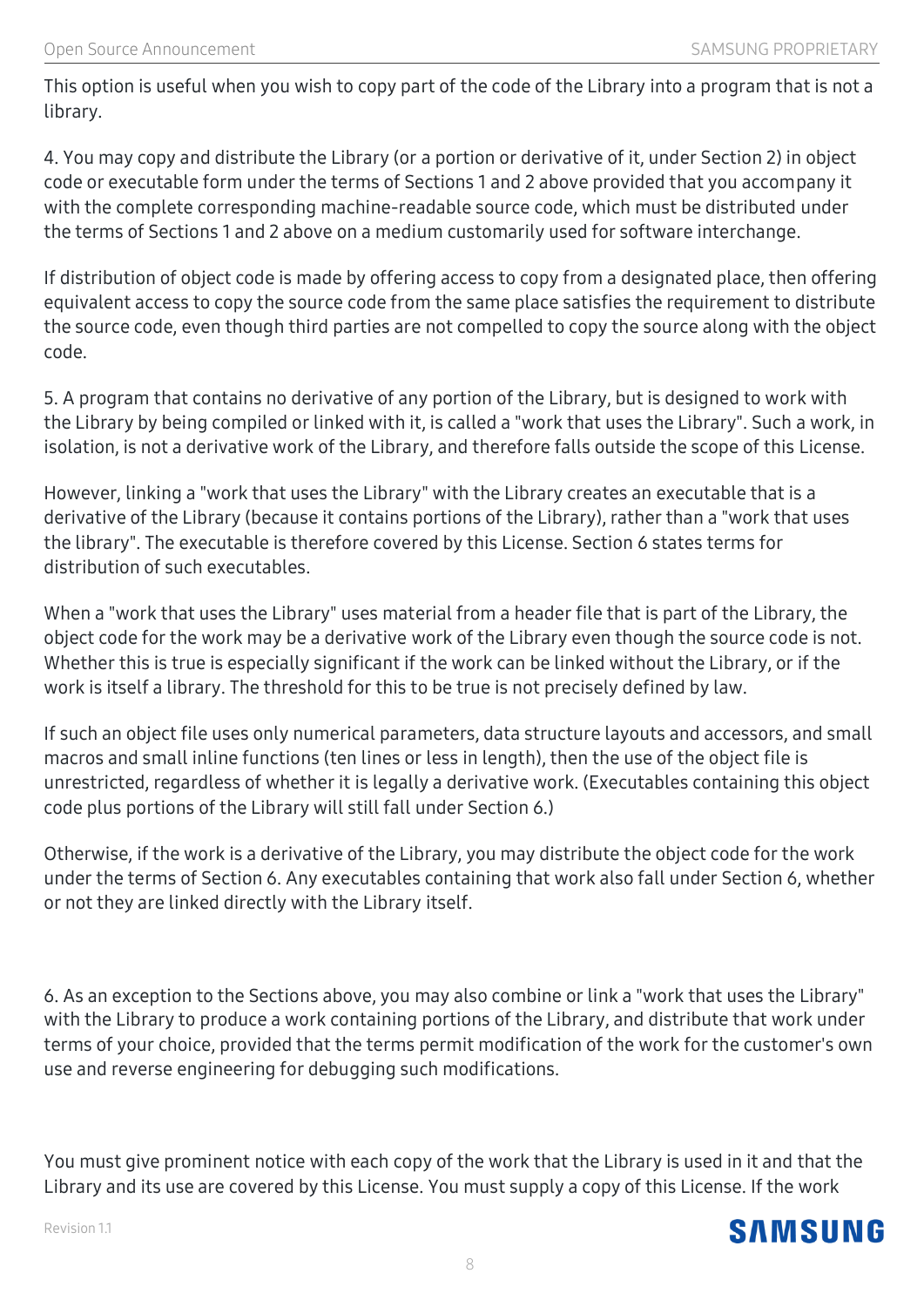This option is useful when you wish to copy part of the code of the Library into a program that is not a library.

4. You may copy and distribute the Library (or a portion or derivative of it, under Section 2) in object code or executable form under the terms of Sections 1 and 2 above provided that you accompany it with the complete corresponding machine-readable source code, which must be distributed under the terms of Sections 1 and 2 above on a medium customarily used for software interchange.

If distribution of object code is made by offering access to copy from a designated place, then offering equivalent access to copy the source code from the same place satisfies the requirement to distribute the source code, even though third parties are not compelled to copy the source along with the object code.

5. A program that contains no derivative of any portion of the Library, but is designed to work with the Library by being compiled or linked with it, is called a "work that uses the Library". Such a work, in isolation, is not a derivative work of the Library, and therefore falls outside the scope of this License.

However, linking a "work that uses the Library" with the Library creates an executable that is a derivative of the Library (because it contains portions of the Library), rather than a "work that uses the library". The executable is therefore covered by this License. Section 6 states terms for distribution of such executables.

When a "work that uses the Library" uses material from a header file that is part of the Library, the object code for the work may be a derivative work of the Library even though the source code is not. Whether this is true is especially significant if the work can be linked without the Library, or if the work is itself a library. The threshold for this to be true is not precisely defined by law.

If such an object file uses only numerical parameters, data structure layouts and accessors, and small macros and small inline functions (ten lines or less in length), then the use of the object file is unrestricted, regardless of whether it is legally a derivative work. (Executables containing this object code plus portions of the Library will still fall under Section 6.)

Otherwise, if the work is a derivative of the Library, you may distribute the object code for the work under the terms of Section 6. Any executables containing that work also fall under Section 6, whether or not they are linked directly with the Library itself.

6. As an exception to the Sections above, you may also combine or link a "work that uses the Library" with the Library to produce a work containing portions of the Library, and distribute that work under terms of your choice, provided that the terms permit modification of the work for the customer's own use and reverse engineering for debugging such modifications.

You must give prominent notice with each copy of the work that the Library is used in it and that the Library and its use are covered by this License. You must supply a copy of this License. If the work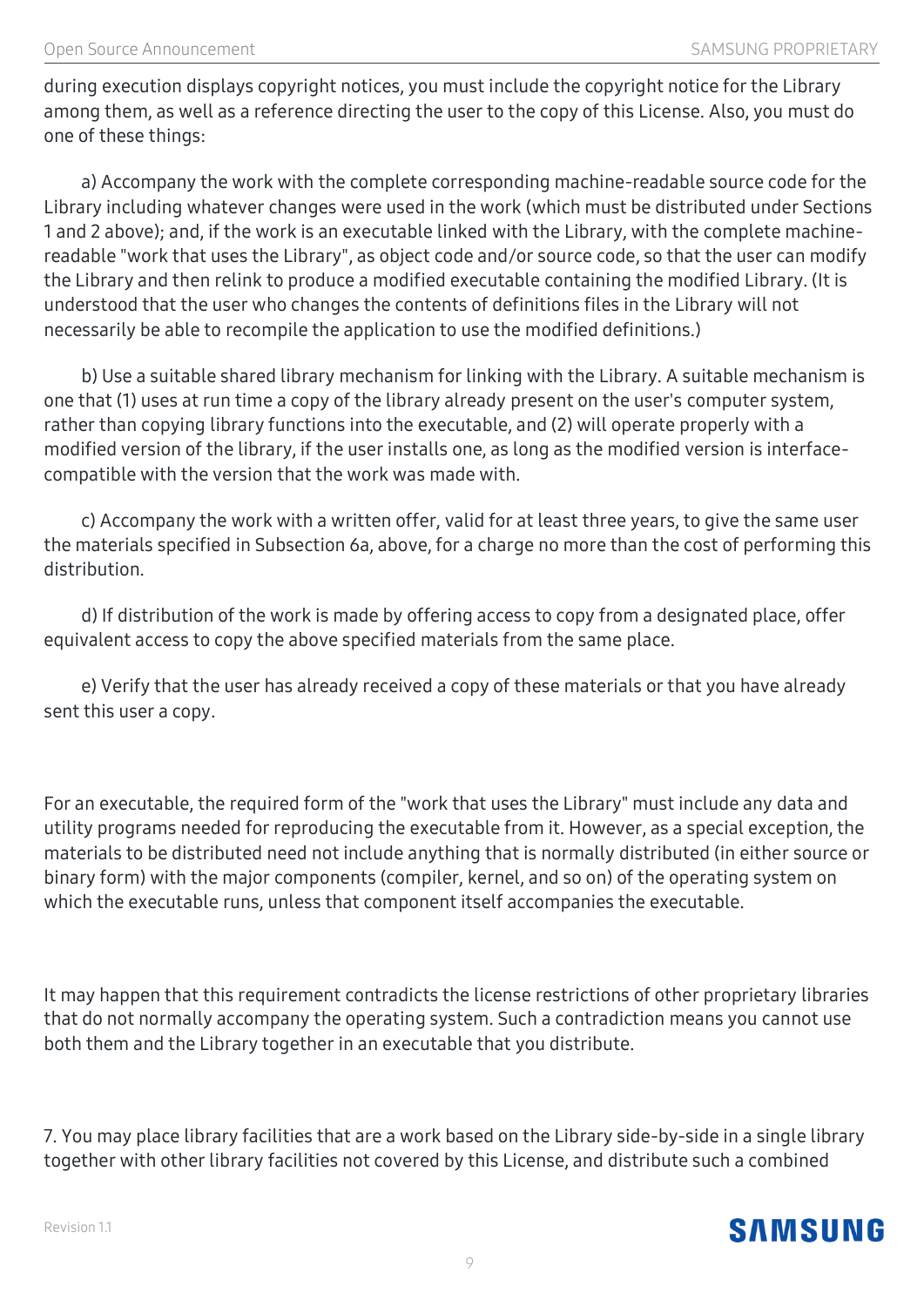during execution displays copyright notices, you must include the copyright notice for the Library among them, as well as a reference directing the user to the copy of this License. Also, you must do one of these things:

a) Accompany the work with the complete corresponding machine-readable source code for the Library including whatever changes were used in the work (which must be distributed under Sections 1 and 2 above); and, if the work is an executable linked with the Library, with the complete machine-readable "work that uses the Library", as object code and/or source code, so that the user can modify the Library and then relink to produce a modified executable containing the modified Library. (It is understood that the user who changes the contents of definitions files in the Library will not necessarily be able to recompile the application to use the modified definitions.)

b) Use a suitable shared library mechanism for linking with the Library. A suitable mechanism is one that (1) uses at run time a copy of the library already present on the user's computer system, rather than copying library functions into the executable, and (2) will operate properly with a modified version of the library, if the user installs one, as long as the modified version is interface-compatible with the version that the work was made with.

c) Accompany the work with a written offer, valid for at least three years, to give the same user the materials specified in Subsection 6a, above, for a charge no more than the cost of performing this distribution.

d) If distribution of the work is made by offering access to copy from a designated place, offer equivalent access to copy the above specified materials from the same place.

e) Verify that the user has already received a copy of these materials or that you have already sent this user a copy.

For an executable, the required form of the "work that uses the Library" must include any data and utility programs needed for reproducing the executable from it. However, as a special exception, the materials to be distributed need not include anything that is normally distributed (in either source or binary form) with the major components (compiler, kernel, and so on) of the operating system on which the executable runs, unless that component itself accompanies the executable.

It may happen that this requirement contradicts the license restrictions of other proprietary libraries that do not normally accompany the operating system. Such a contradiction means you cannot use both them and the Library together in an executable that you distribute.

7. You may place library facilities that are a work based on the Library side-by-side in a single library together with other library facilities not covered by this License, and distribute such a combined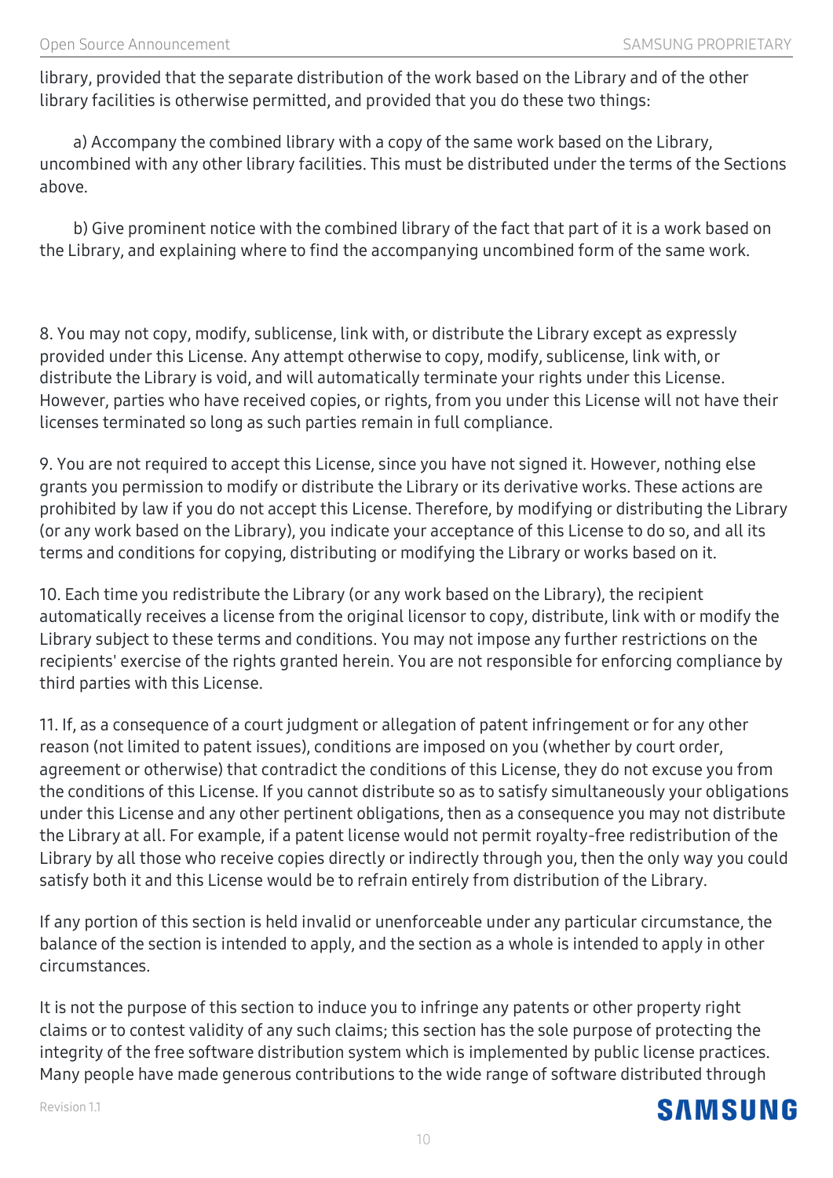library, provided that the separate distribution of the work based on the Library and of the other library facilities is otherwise permitted, and provided that you do these two things:

a) Accompany the combined library with a copy of the same work based on the Library, uncombined with any other library facilities. This must be distributed under the terms of the Sections above.

b) Give prominent notice with the combined library of the fact that part of it is a work based on the Library, and explaining where to find the accompanying uncombined form of the same work.

8. You may not copy, modify, sublicense, link with, or distribute the Library except as expressly provided under this License. Any attempt otherwise to copy, modify, sublicense, link with, or distribute the Library is void, and will automatically terminate your rights under this License. However, parties who have received copies, or rights, from you under this License will not have their licenses terminated so long as such parties remain in full compliance.

9. You are not required to accept this License, since you have not signed it. However, nothing else grants you permission to modify or distribute the Library or its derivative works. These actions are prohibited by law if you do not accept this License. Therefore, by modifying or distributing the Library (or any work based on the Library), you indicate your acceptance of this License to do so, and all its terms and conditions for copying, distributing or modifying the Library or works based on it.

10. Each time you redistribute the Library (or any work based on the Library), the recipient automatically receives a license from the original licensor to copy, distribute, link with or modify the Library subject to these terms and conditions. You may not impose any further restrictions on the recipients' exercise of the rights granted herein. You are not responsible for enforcing compliance by third parties with this License.

11. If, as a consequence of a court judgment or allegation of patent infringement or for any other reason (not limited to patent issues), conditions are imposed on you (whether by court order, agreement or otherwise) that contradict the conditions of this License, they do not excuse you from the conditions of this License. If you cannot distribute so as to satisfy simultaneously your obligations under this License and any other pertinent obligations, then as a consequence you may not distribute the Library at all. For example, if a patent license would not permit royalty-free redistribution of the Library by all those who receive copies directly or indirectly through you, then the only way you could satisfy both it and this License would be to refrain entirely from distribution of the Library.

If any portion of this section is held invalid or unenforceable under any particular circumstance, the balance of the section is intended to apply, and the section as a whole is intended to apply in other circumstances.

It is not the purpose of this section to induce you to infringe any patents or other property right claims or to contest validity of any such claims; this section has the sole purpose of protecting the integrity of the free software distribution system which is implemented by public license practices. Many people have made generous contributions to the wide range of software distributed through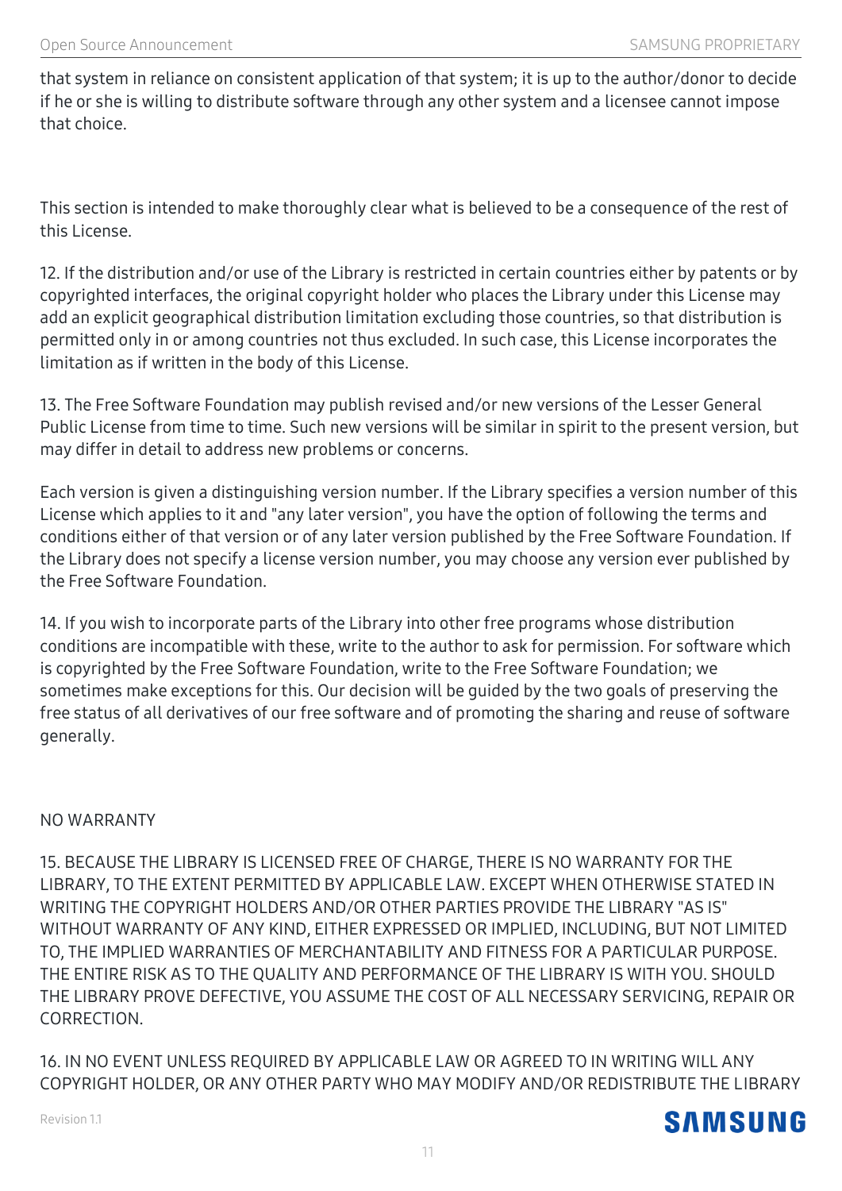that system in reliance on consistent application of that system; it is up to the author/donor to decide if he or she is willing to distribute software through any other system and a licensee cannot impose that choice.

This section is intended to make thoroughly clear what is believed to be a consequence of the rest of this License.

12. If the distribution and/or use of the Library is restricted in certain countries either by patents or by copyrighted interfaces, the original copyright holder who places the Library under this License may add an explicit geographical distribution limitation excluding those countries, so that distribution is permitted only in or among countries not thus excluded. In such case, this License incorporates the limitation as if written in the body of this License.

13. The Free Software Foundation may publish revised and/or new versions of the Lesser General Public License from time to time. Such new versions will be similar in spirit to the present version, but may differ in detail to address new problems or concerns.

Each version is given a distinguishing version number. If the Library specifies a version number of this License which applies to it and "any later version", you have the option of following the terms and conditions either of that version or of any later version published by the Free Software Foundation. If the Library does not specify a license version number, you may choose any version ever published by the Free Software Foundation.

14. If you wish to incorporate parts of the Library into other free programs whose distribution conditions are incompatible with these, write to the author to ask for permission. For software which is copyrighted by the Free Software Foundation, write to the Free Software Foundation; we sometimes make exceptions for this. Our decision will be guided by the two goals of preserving the free status of all derivatives of our free software and of promoting the sharing and reuse of software generally.

NO WARRANTY

15. BECAUSE THE LIBRARY IS LICENSED FREE OF CHARGE, THERE IS NO WARRANTY FOR THE LIBRARY, TO THE EXTENT PERMITTED BY APPLICABLE LAW. EXCEPT WHEN OTHERWISE STATED IN WRITING THE COPYRIGHT HOLDERS AND/OR OTHER PARTIES PROVIDE THE LIBRARY "AS IS" WITHOUT WARRANTY OF ANY KIND, EITHER EXPRESSED OR IMPLIED, INCLUDING, BUT NOT LIMITED TO, THE IMPLIED WARRANTIES OF MERCHANTABILITY AND FITNESS FOR A PARTICULAR PURPOSE. THE ENTIRE RISK AS TO THE QUALITY AND PERFORMANCE OF THE LIBRARY IS WITH YOU. SHOULD THE LIBRARY PROVE DEFECTIVE, YOU ASSUME THE COST OF ALL NECESSARY SERVICING, REPAIR OR CORRECTION.

16. IN NO EVENT UNLESS REQUIRED BY APPLICABLE LAW OR AGREED TO IN WRITING WILL ANY COPYRIGHT HOLDER, OR ANY OTHER PARTY WHO MAY MODIFY AND/OR REDISTRIBUTE THE LIBRARY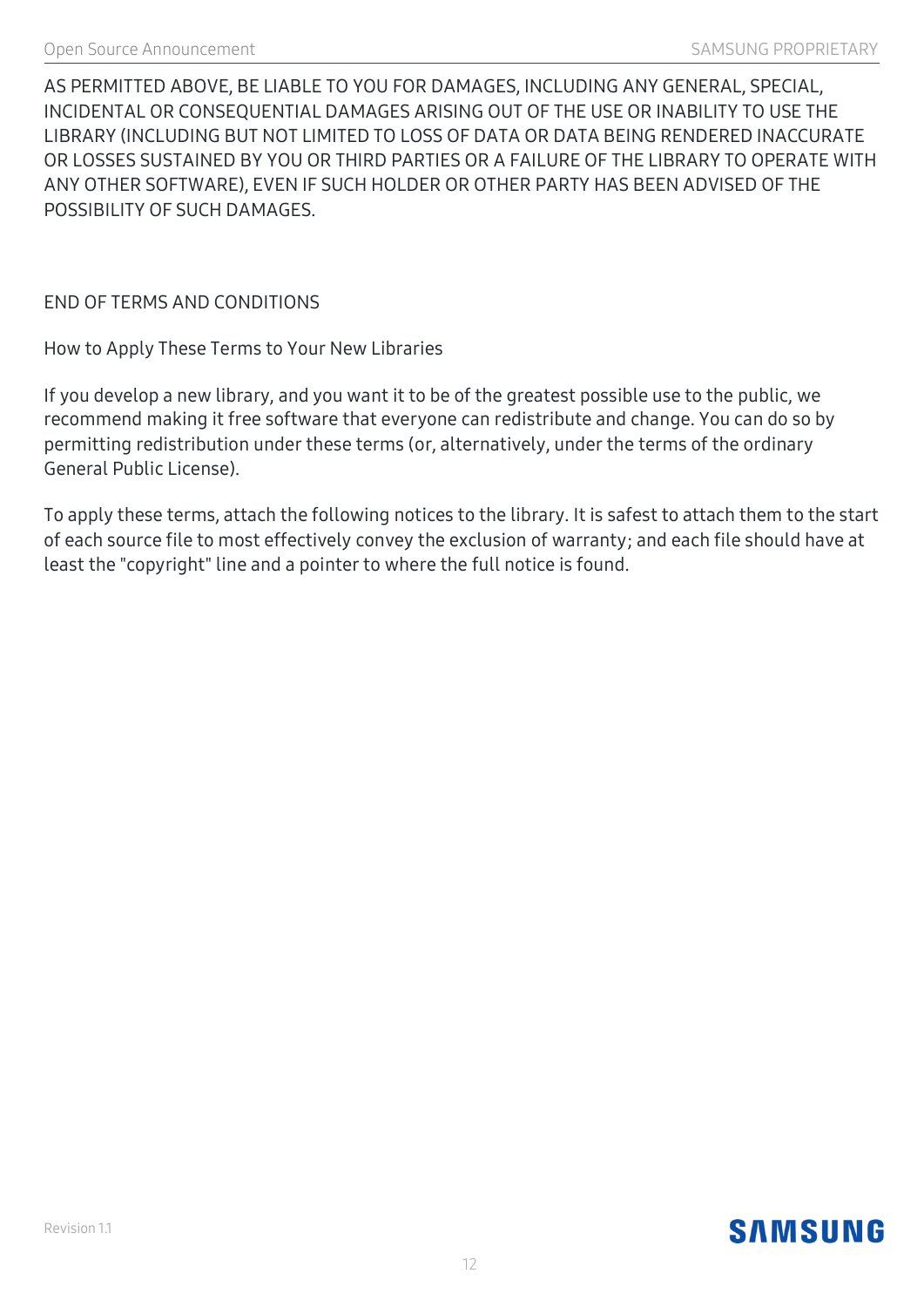AS PERMITTED ABOVE, BE LIABLE TO YOU FOR DAMAGES, INCLUDING ANY GENERAL, SPECIAL, INCIDENTAL OR CONSEQUENTIAL DAMAGES ARISING OUT OF THE USE OR INABILITY TO USE THE LIBRARY (INCLUDING BUT NOT LIMITED TO LOSS OF DATA OR DATA BEING RENDERED INACCURATE OR LOSSES SUSTAINED BY YOU OR THIRD PARTIES OR A FAILURE OF THE LIBRARY TO OPERATE WITH ANY OTHER SOFTWARE), EVEN IF SUCH HOLDER OR OTHER PARTY HAS BEEN ADVISED OF THE POSSIBILITY OF SUCH DAMAGES.

END OF TERMS AND CONDITIONS

How to Apply These Terms to Your New Libraries

If you develop a new library, and you want it to be of the greatest possible use to the public, we recommend making it free software that everyone can redistribute and change. You can do so by permitting redistribution under these terms (or, alternatively, under the terms of the ordinary General Public License).

To apply these terms, attach the following notices to the library. It is safest to attach them to the start of each source file to most effectively convey the exclusion of warranty; and each file should have at least the "copyright" line and a pointer to where the full notice is found.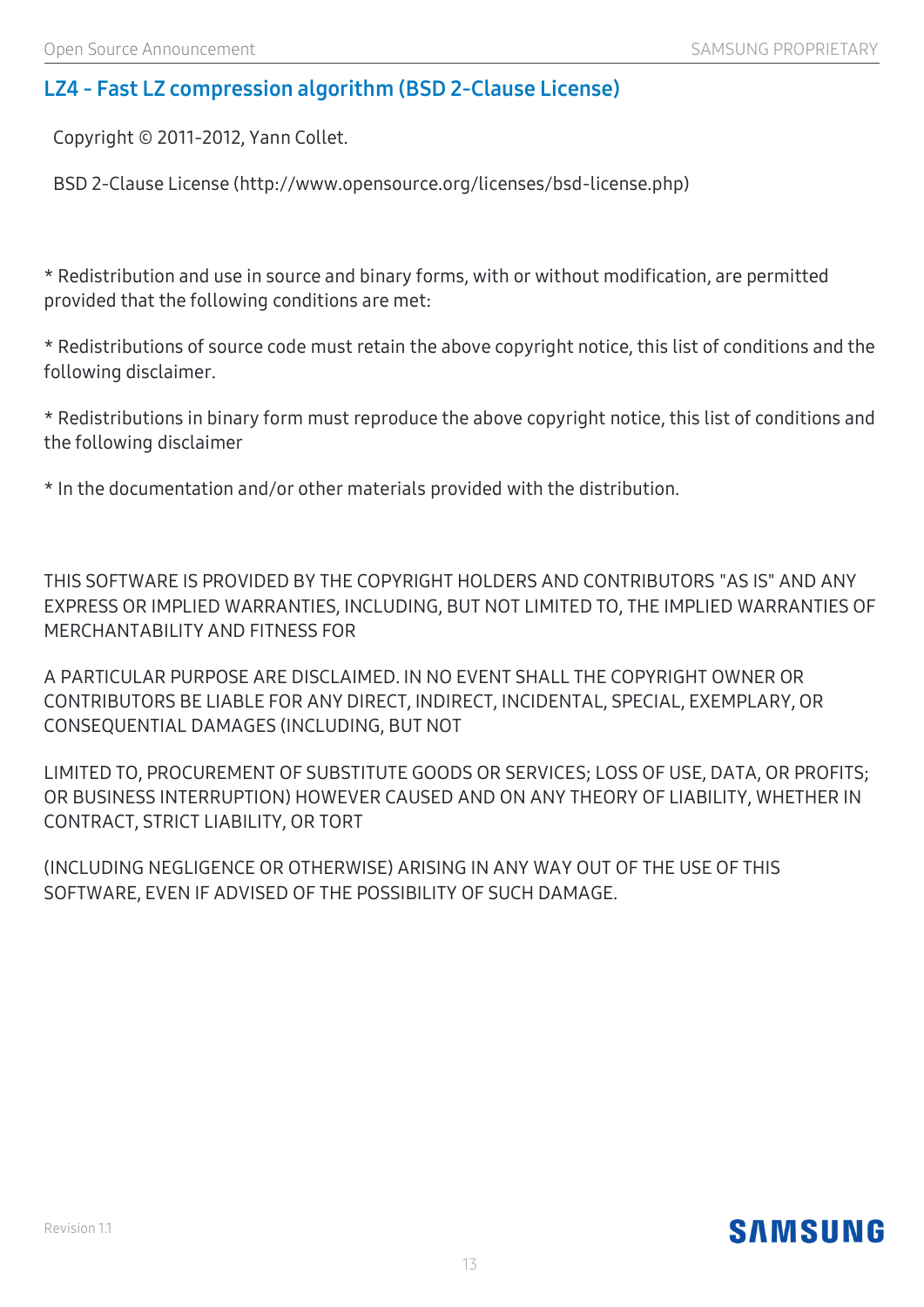## LZ4 - Fast LZ compression algorithm (BSD 2-Clause License)

Copyright © 2011-2012, Yann Collet.

BSD 2-Clause License (http://www.opensource.org/licenses/bsd-license.php)

* Redistribution and use in source and binary forms, with or without modification, are permitted provided that the following conditions are met:

* Redistributions of source code must retain the above copyright notice, this list of conditions and the following disclaimer.

* Redistributions in binary form must reproduce the above copyright notice, this list of conditions and the following disclaimer

* In the documentation and/or other materials provided with the distribution.

THIS SOFTWARE IS PROVIDED BY THE COPYRIGHT HOLDERS AND CONTRIBUTORS "AS IS" AND ANY EXPRESS OR IMPLIED WARRANTIES, INCLUDING, BUT NOT LIMITED TO, THE IMPLIED WARRANTIES OF MERCHANTABILITY AND FITNESS FOR

A PARTICULAR PURPOSE ARE DISCLAIMED. IN NO EVENT SHALL THE COPYRIGHT OWNER OR CONTRIBUTORS BE LIABLE FOR ANY DIRECT, INDIRECT, INCIDENTAL, SPECIAL, EXEMPLARY, OR CONSEQUENTIAL DAMAGES (INCLUDING, BUT NOT

LIMITED TO, PROCUREMENT OF SUBSTITUTE GOODS OR SERVICES; LOSS OF USE, DATA, OR PROFITS; OR BUSINESS INTERRUPTION) HOWEVER CAUSED AND ON ANY THEORY OF LIABILITY, WHETHER IN CONTRACT, STRICT LIABILITY, OR TORT

(INCLUDING NEGLIGENCE OR OTHERWISE) ARISING IN ANY WAY OUT OF THE USE OF THIS SOFTWARE, EVEN IF ADVISED OF THE POSSIBILITY OF SUCH DAMAGE.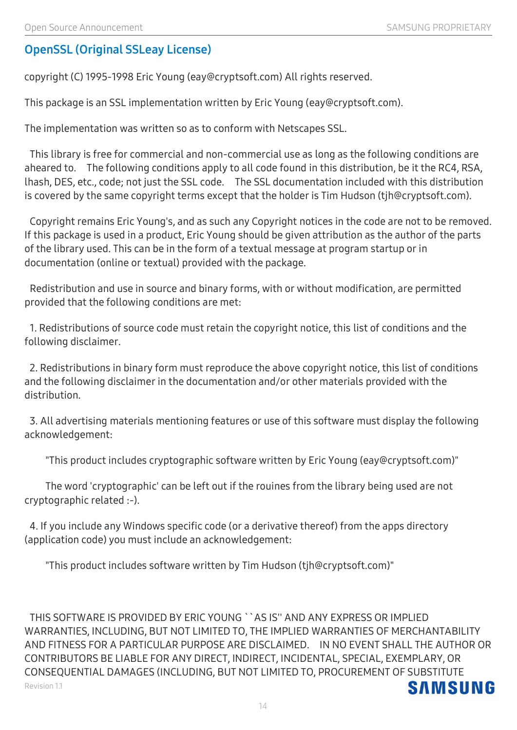## OpenSSL (Original SSLeay License)

copyright (C) 1995-1998 Eric Young (eay@cryptsoft.com) All rights reserved.

This package is an SSL implementation written by Eric Young (eay@cryptsoft.com).

The implementation was written so as to conform with Netscapes SSL.

This library is free for commercial and non-commercial use as long as the following conditions are aheared to. The following conditions apply to all code found in this distribution, be it the RC4, RSA, lhash, DES, etc., code; not just the SSL code. The SSL documentation included with this distribution is covered by the same copyright terms except that the holder is Tim Hudson (tjh@cryptsoft.com).

Copyright remains Eric Young's, and as such any Copyright notices in the code are not to be removed. If this package is used in a product, Eric Young should be given attribution as the author of the parts of the library used. This can be in the form of a textual message at program startup or in documentation (online or textual) provided with the package.

Redistribution and use in source and binary forms, with or without modification, are permitted provided that the following conditions are met:

1. Redistributions of source code must retain the copyright notice, this list of conditions and the following disclaimer.

2. Redistributions in binary form must reproduce the above copyright notice, this list of conditions and the following disclaimer in the documentation and/or other materials provided with the distribution.

3. All advertising materials mentioning features or use of this software must display the following acknowledgement:

"This product includes cryptographic software written by Eric Young (eay@cryptsoft.com)"

The word 'cryptographic' can be left out if the rouines from the library being used are not cryptographic related :-).

4. If you include any Windows specific code (or a derivative thereof) from the apps directory (application code) you must include an acknowledgement:

"This product includes software written by Tim Hudson (tjh@cryptsoft.com)"

THIS SOFTWARE IS PROVIDED BY ERIC YOUNG ``AS IS'' AND ANY EXPRESS OR IMPLIED WARRANTIES, INCLUDING, BUT NOT LIMITED TO, THE IMPLIED WARRANTIES OF MERCHANTABILITY AND FITNESS FOR A PARTICULAR PURPOSE ARE DISCLAIMED. IN NO EVENT SHALL THE AUTHOR OR CONTRIBUTORS BE LIABLE FOR ANY DIRECT, INDIRECT, INCIDENTAL, SPECIAL, EXEMPLARY, OR CONSEQUENTIAL DAMAGES (INCLUDING, BUT NOT LIMITED TO, PROCUREMENT OF SUBSTITUTE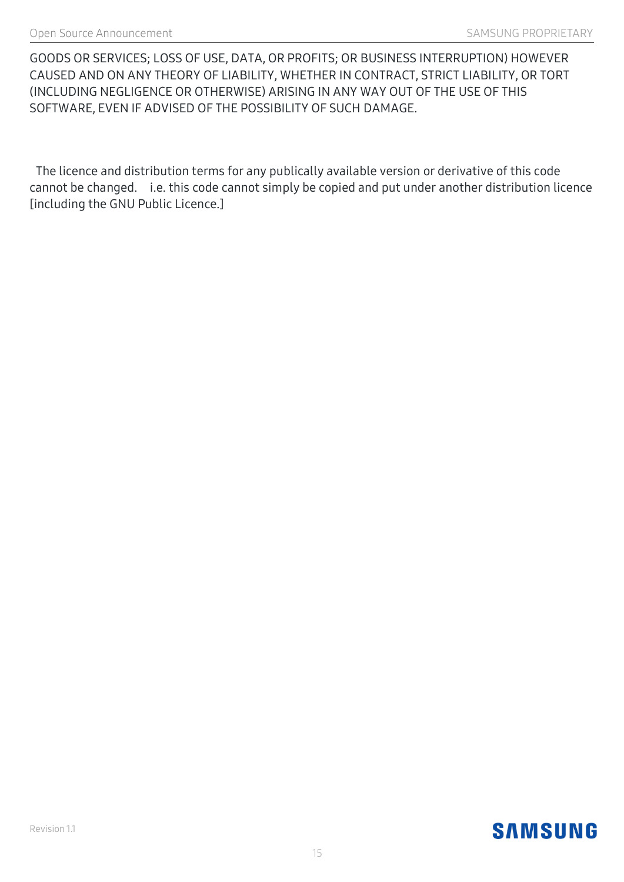GOODS OR SERVICES; LOSS OF USE, DATA, OR PROFITS; OR BUSINESS INTERRUPTION) HOWEVER CAUSED AND ON ANY THEORY OF LIABILITY, WHETHER IN CONTRACT, STRICT LIABILITY, OR TORT (INCLUDING NEGLIGENCE OR OTHERWISE) ARISING IN ANY WAY OUT OF THE USE OF THIS SOFTWARE, EVEN IF ADVISED OF THE POSSIBILITY OF SUCH DAMAGE.

The licence and distribution terms for any publically available version or derivative of this code cannot be changed. i.e. this code cannot simply be copied and put under another distribution licence [including the GNU Public Licence.]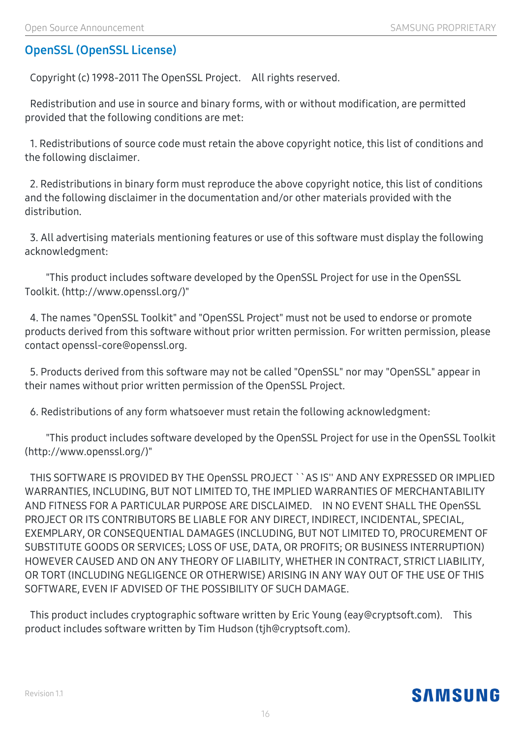## OpenSSL (OpenSSL License)

Copyright (c) 1998-2011 The OpenSSL Project.  All rights reserved.

Redistribution and use in source and binary forms, with or without modification, are permitted provided that the following conditions are met:

1. Redistributions of source code must retain the above copyright notice, this list of conditions and the following disclaimer.

2. Redistributions in binary form must reproduce the above copyright notice, this list of conditions and the following disclaimer in the documentation and/or other materials provided with the distribution.

3. All advertising materials mentioning features or use of this software must display the following acknowledgment:

   "This product includes software developed by the OpenSSL Project for use in the OpenSSL Toolkit. (http://www.openssl.org/)"

4. The names "OpenSSL Toolkit" and "OpenSSL Project" must not be used to endorse or promote products derived from this software without prior written permission. For written permission, please contact openssl-core@openssl.org.

5. Products derived from this software may not be called "OpenSSL" nor may "OpenSSL" appear in their names without prior written permission of the OpenSSL Project.

6. Redistributions of any form whatsoever must retain the following acknowledgment:

   "This product includes software developed by the OpenSSL Project for use in the OpenSSL Toolkit (http://www.openssl.org/)"

THIS SOFTWARE IS PROVIDED BY THE OpenSSL PROJECT ``AS IS'' AND ANY EXPRESSED OR IMPLIED WARRANTIES, INCLUDING, BUT NOT LIMITED TO, THE IMPLIED WARRANTIES OF MERCHANTABILITY AND FITNESS FOR A PARTICULAR PURPOSE ARE DISCLAIMED.  IN NO EVENT SHALL THE OpenSSL PROJECT OR ITS CONTRIBUTORS BE LIABLE FOR ANY DIRECT, INDIRECT, INCIDENTAL, SPECIAL, EXEMPLARY, OR CONSEQUENTIAL DAMAGES (INCLUDING, BUT NOT LIMITED TO, PROCUREMENT OF SUBSTITUTE GOODS OR SERVICES; LOSS OF USE, DATA, OR PROFITS; OR BUSINESS INTERRUPTION) HOWEVER CAUSED AND ON ANY THEORY OF LIABILITY, WHETHER IN CONTRACT, STRICT LIABILITY, OR TORT (INCLUDING NEGLIGENCE OR OTHERWISE) ARISING IN ANY WAY OUT OF THE USE OF THIS SOFTWARE, EVEN IF ADVISED OF THE POSSIBILITY OF SUCH DAMAGE.

This product includes cryptographic software written by Eric Young (eay@cryptsoft.com).  This product includes software written by Tim Hudson (tjh@cryptsoft.com).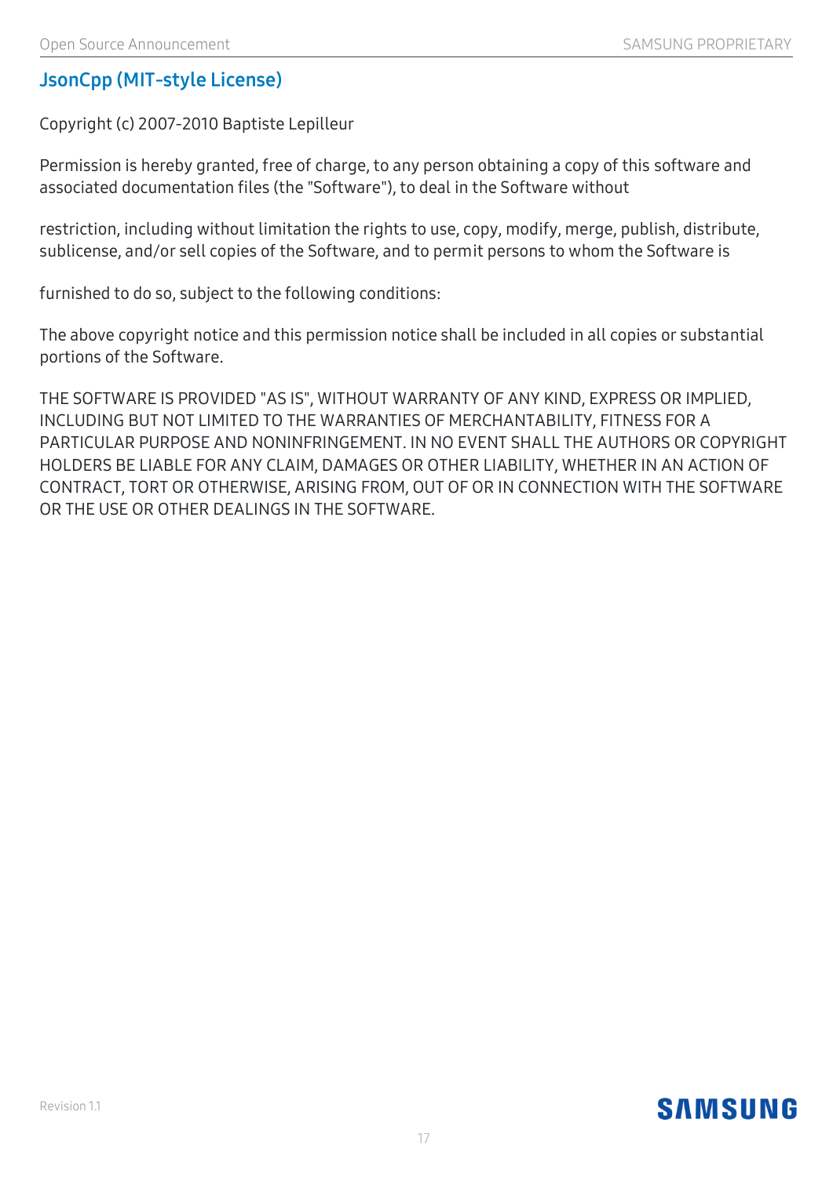## JsonCpp (MIT-style License)

Copyright (c) 2007-2010 Baptiste Lepilleur

Permission is hereby granted, free of charge, to any person obtaining a copy of this software and associated documentation files (the "Software"), to deal in the Software without

restriction, including without limitation the rights to use, copy, modify, merge, publish, distribute, sublicense, and/or sell copies of the Software, and to permit persons to whom the Software is

furnished to do so, subject to the following conditions:

The above copyright notice and this permission notice shall be included in all copies or substantial portions of the Software.

THE SOFTWARE IS PROVIDED "AS IS", WITHOUT WARRANTY OF ANY KIND, EXPRESS OR IMPLIED, INCLUDING BUT NOT LIMITED TO THE WARRANTIES OF MERCHANTABILITY, FITNESS FOR A PARTICULAR PURPOSE AND NONINFRINGEMENT. IN NO EVENT SHALL THE AUTHORS OR COPYRIGHT HOLDERS BE LIABLE FOR ANY CLAIM, DAMAGES OR OTHER LIABILITY, WHETHER IN AN ACTION OF CONTRACT, TORT OR OTHERWISE, ARISING FROM, OUT OF OR IN CONNECTION WITH THE SOFTWARE OR THE USE OR OTHER DEALINGS IN THE SOFTWARE.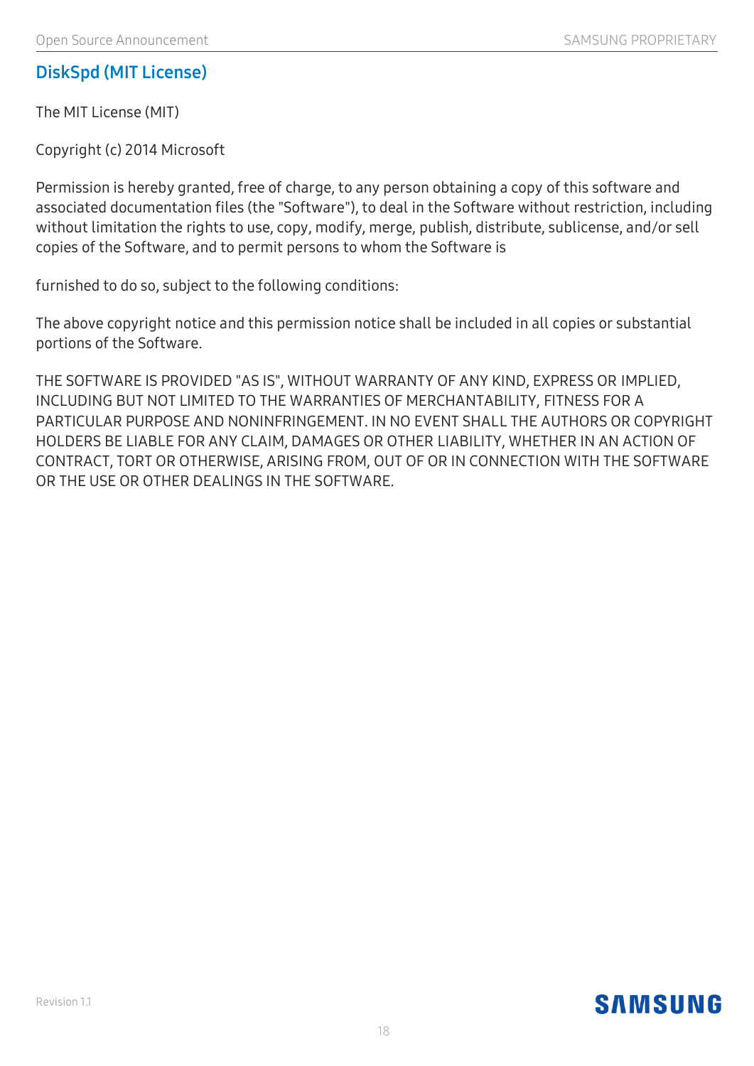## DiskSpd (MIT License)

The MIT License (MIT)

Copyright (c) 2014 Microsoft

Permission is hereby granted, free of charge, to any person obtaining a copy of this software and associated documentation files (the "Software"), to deal in the Software without restriction, including without limitation the rights to use, copy, modify, merge, publish, distribute, sublicense, and/or sell copies of the Software, and to permit persons to whom the Software is

furnished to do so, subject to the following conditions:

The above copyright notice and this permission notice shall be included in all copies or substantial portions of the Software.

THE SOFTWARE IS PROVIDED "AS IS", WITHOUT WARRANTY OF ANY KIND, EXPRESS OR IMPLIED, INCLUDING BUT NOT LIMITED TO THE WARRANTIES OF MERCHANTABILITY, FITNESS FOR A PARTICULAR PURPOSE AND NONINFRINGEMENT. IN NO EVENT SHALL THE AUTHORS OR COPYRIGHT HOLDERS BE LIABLE FOR ANY CLAIM, DAMAGES OR OTHER LIABILITY, WHETHER IN AN ACTION OF CONTRACT, TORT OR OTHERWISE, ARISING FROM, OUT OF OR IN CONNECTION WITH THE SOFTWARE OR THE USE OR OTHER DEALINGS IN THE SOFTWARE.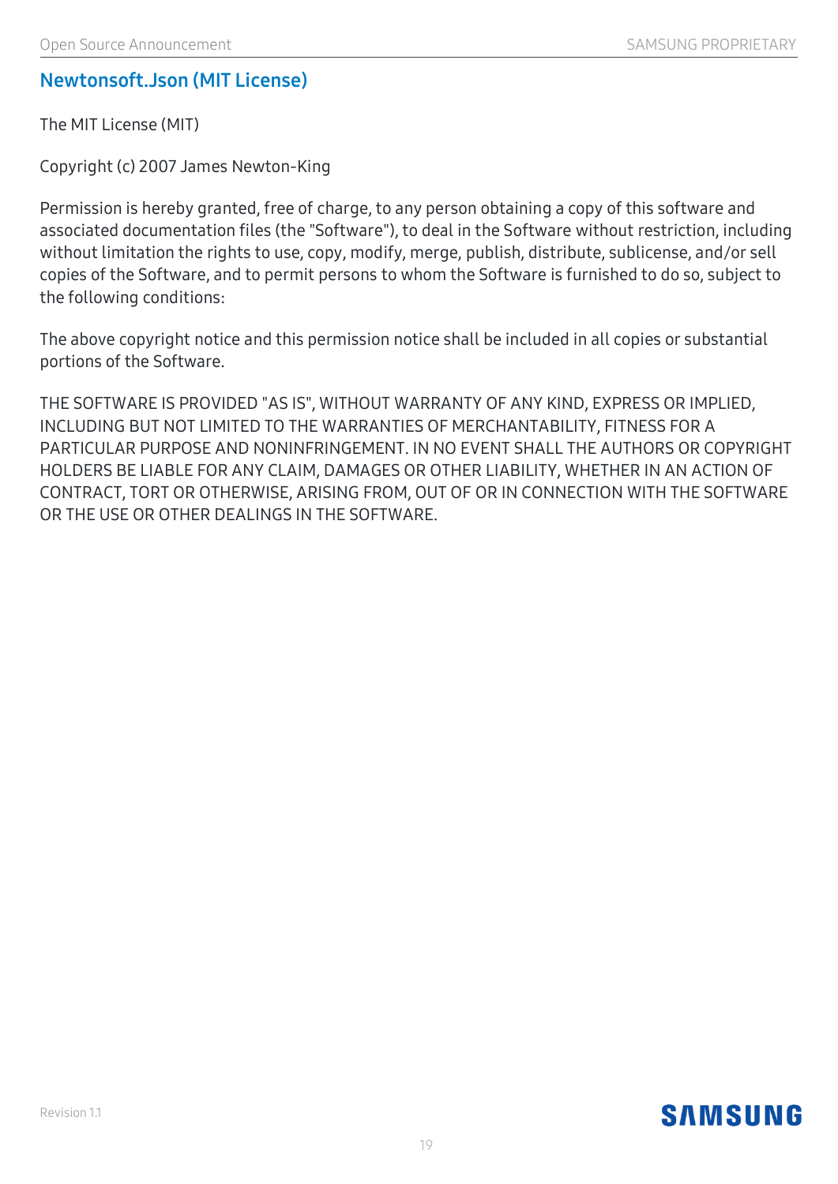## Newtonsoft.Json (MIT License)

The MIT License (MIT)

Copyright (c) 2007 James Newton-King

Permission is hereby granted, free of charge, to any person obtaining a copy of this software and associated documentation files (the "Software"), to deal in the Software without restriction, including without limitation the rights to use, copy, modify, merge, publish, distribute, sublicense, and/or sell copies of the Software, and to permit persons to whom the Software is furnished to do so, subject to the following conditions:

The above copyright notice and this permission notice shall be included in all copies or substantial portions of the Software.

THE SOFTWARE IS PROVIDED "AS IS", WITHOUT WARRANTY OF ANY KIND, EXPRESS OR IMPLIED, INCLUDING BUT NOT LIMITED TO THE WARRANTIES OF MERCHANTABILITY, FITNESS FOR A PARTICULAR PURPOSE AND NONINFRINGEMENT. IN NO EVENT SHALL THE AUTHORS OR COPYRIGHT HOLDERS BE LIABLE FOR ANY CLAIM, DAMAGES OR OTHER LIABILITY, WHETHER IN AN ACTION OF CONTRACT, TORT OR OTHERWISE, ARISING FROM, OUT OF OR IN CONNECTION WITH THE SOFTWARE OR THE USE OR OTHER DEALINGS IN THE SOFTWARE.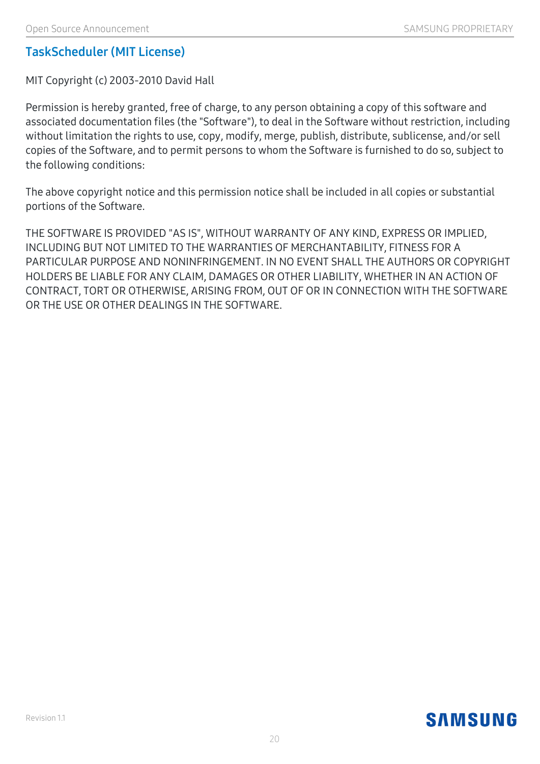## TaskScheduler (MIT License)

MIT Copyright (c) 2003-2010 David Hall

Permission is hereby granted, free of charge, to any person obtaining a copy of this software and associated documentation files (the "Software"), to deal in the Software without restriction, including without limitation the rights to use, copy, modify, merge, publish, distribute, sublicense, and/or sell copies of the Software, and to permit persons to whom the Software is furnished to do so, subject to the following conditions:

The above copyright notice and this permission notice shall be included in all copies or substantial portions of the Software.

THE SOFTWARE IS PROVIDED "AS IS", WITHOUT WARRANTY OF ANY KIND, EXPRESS OR IMPLIED, INCLUDING BUT NOT LIMITED TO THE WARRANTIES OF MERCHANTABILITY, FITNESS FOR A PARTICULAR PURPOSE AND NONINFRINGEMENT. IN NO EVENT SHALL THE AUTHORS OR COPYRIGHT HOLDERS BE LIABLE FOR ANY CLAIM, DAMAGES OR OTHER LIABILITY, WHETHER IN AN ACTION OF CONTRACT, TORT OR OTHERWISE, ARISING FROM, OUT OF OR IN CONNECTION WITH THE SOFTWARE OR THE USE OR OTHER DEALINGS IN THE SOFTWARE.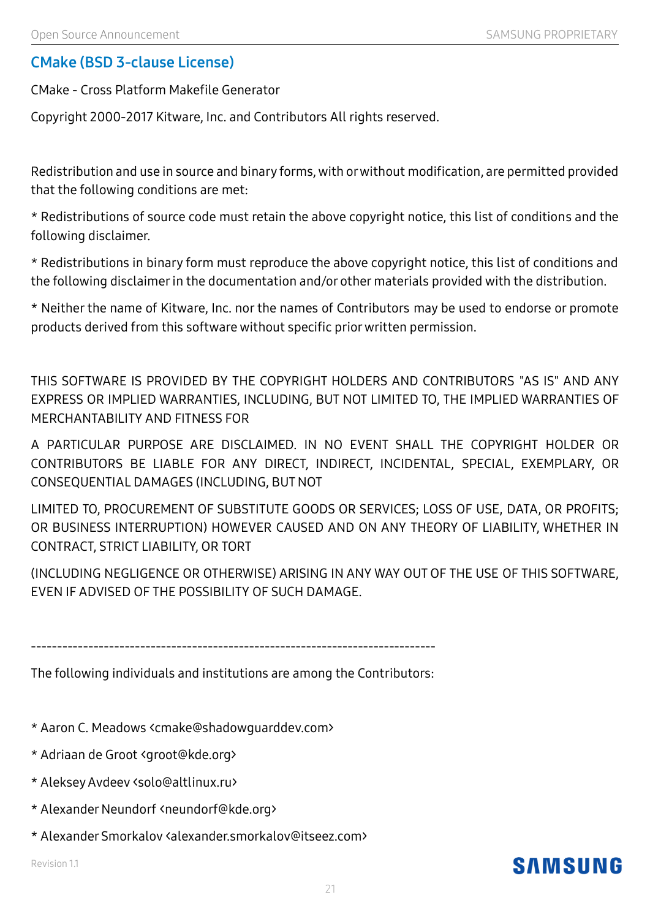## CMake (BSD 3-clause License)

CMake - Cross Platform Makefile Generator

Copyright 2000-2017 Kitware, Inc. and Contributors All rights reserved.

Redistribution and use in source and binary forms, with or without modification, are permitted provided that the following conditions are met:

* Redistributions of source code must retain the above copyright notice, this list of conditions and the following disclaimer.

* Redistributions in binary form must reproduce the above copyright notice, this list of conditions and the following disclaimer in the documentation and/or other materials provided with the distribution.

* Neither the name of Kitware, Inc. nor the names of Contributors may be used to endorse or promote products derived from this software without specific prior written permission.

THIS SOFTWARE IS PROVIDED BY THE COPYRIGHT HOLDERS AND CONTRIBUTORS "AS IS" AND ANY EXPRESS OR IMPLIED WARRANTIES, INCLUDING, BUT NOT LIMITED TO, THE IMPLIED WARRANTIES OF MERCHANTABILITY AND FITNESS FOR

A PARTICULAR PURPOSE ARE DISCLAIMED. IN NO EVENT SHALL THE COPYRIGHT HOLDER OR CONTRIBUTORS BE LIABLE FOR ANY DIRECT, INDIRECT, INCIDENTAL, SPECIAL, EXEMPLARY, OR CONSEQUENTIAL DAMAGES (INCLUDING, BUT NOT

LIMITED TO, PROCUREMENT OF SUBSTITUTE GOODS OR SERVICES; LOSS OF USE, DATA, OR PROFITS; OR BUSINESS INTERRUPTION) HOWEVER CAUSED AND ON ANY THEORY OF LIABILITY, WHETHER IN CONTRACT, STRICT LIABILITY, OR TORT

(INCLUDING NEGLIGENCE OR OTHERWISE) ARISING IN ANY WAY OUT OF THE USE OF THIS SOFTWARE, EVEN IF ADVISED OF THE POSSIBILITY OF SUCH DAMAGE.

------------------------------------------------------------------------------

The following individuals and institutions are among the Contributors:

* Aaron C. Meadows <cmake@shadowguarddev.com>

* Adriaan de Groot <groot@kde.org>

* Aleksey Avdeev <solo@altlinux.ru>

* Alexander Neundorf <neundorf@kde.org>

* Alexander Smorkalov <alexander.smorkalov@itseez.com>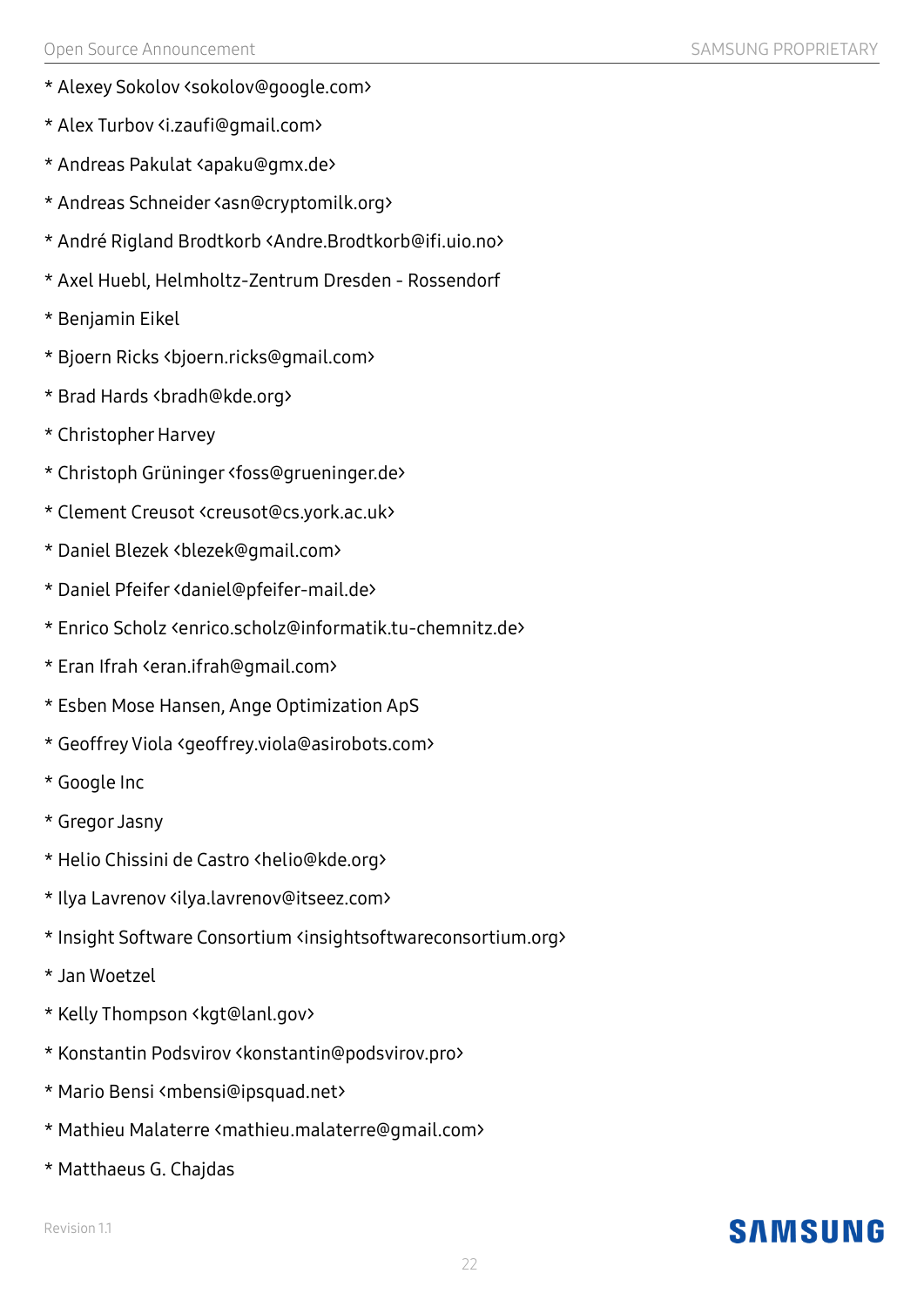* Alexey Sokolov <sokolov@google.com>

* Alex Turbov <i.zaufi@gmail.com>

* Andreas Pakulat <apaku@gmx.de>

* Andreas Schneider <asn@cryptomilk.org>

* André Rigland Brodtkorb <Andre.Brodtkorb@ifi.uio.no>

* Axel Huebl, Helmholtz-Zentrum Dresden - Rossendorf

* Benjamin Eikel

* Bjoern Ricks <bjoern.ricks@gmail.com>

* Brad Hards <bradh@kde.org>

* Christopher Harvey

* Christoph Grüninger <foss@grueninger.de>

* Clement Creusot <creusot@cs.york.ac.uk>

* Daniel Blezek <blezek@gmail.com>

* Daniel Pfeifer <daniel@pfeifer-mail.de>

* Enrico Scholz <enrico.scholz@informatik.tu-chemnitz.de>

* Eran Ifrah <eran.ifrah@gmail.com>

* Esben Mose Hansen, Ange Optimization ApS

* Geoffrey Viola <geoffrey.viola@asirobots.com>

* Google Inc

* Gregor Jasny

* Helio Chissini de Castro <helio@kde.org>

* Ilya Lavrenov <ilya.lavrenov@itseez.com>

* Insight Software Consortium <insightsoftwareconsortium.org>

* Jan Woetzel

* Kelly Thompson <kgt@lanl.gov>

* Konstantin Podsvirov <konstantin@podsvirov.pro>

* Mario Bensi <mbensi@ipsquad.net>

* Mathieu Malaterre <mathieu.malaterre@gmail.com>

* Matthaeus G. Chajdas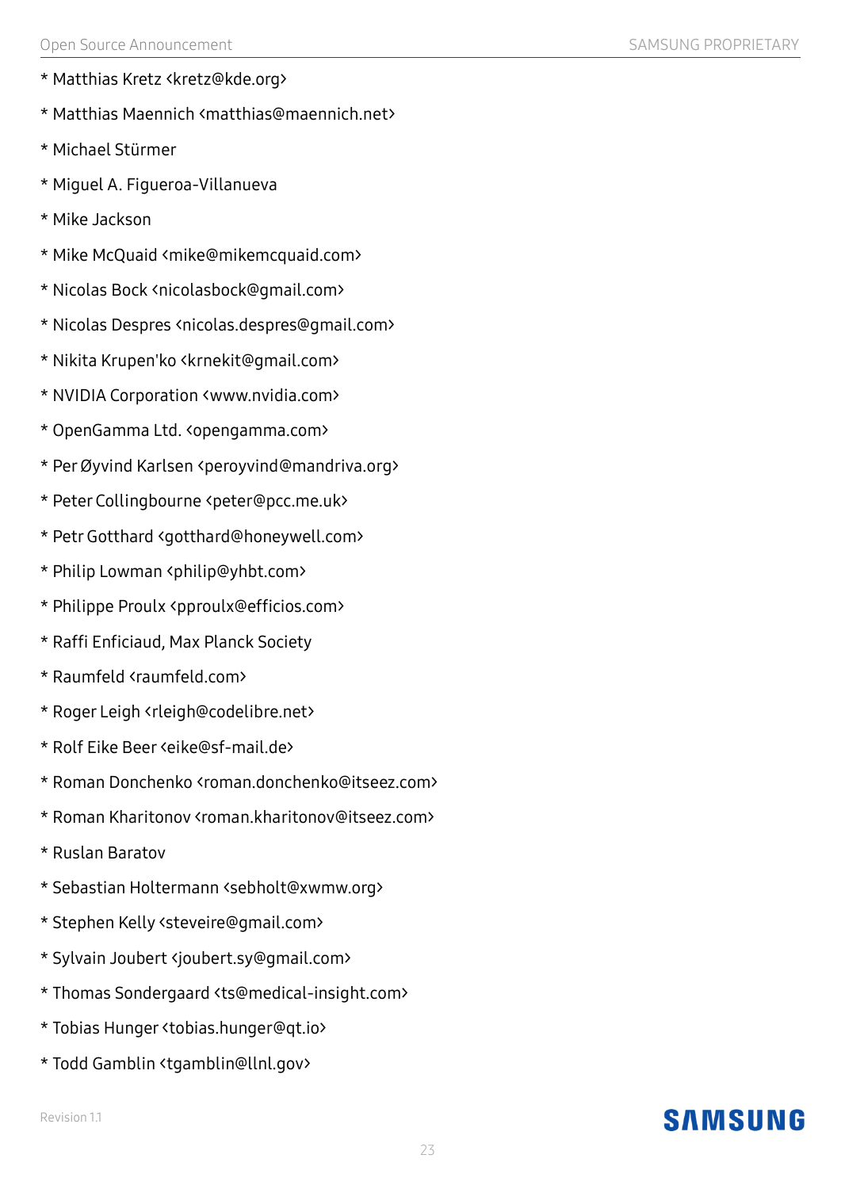* Matthias Kretz <kretz@kde.org>

* Matthias Maennich <matthias@maennich.net>

* Michael Stürmer

* Miguel A. Figueroa-Villanueva

* Mike Jackson

* Mike McQuaid <mike@mikemcquaid.com>

* Nicolas Bock <nicolasbock@gmail.com>

* Nicolas Despres <nicolas.despres@gmail.com>

* Nikita Krupen'ko <krnekit@gmail.com>

* NVIDIA Corporation <www.nvidia.com>

* OpenGamma Ltd. <opengamma.com>

* Per Øyvind Karlsen <peroyvind@mandriva.org>

* Peter Collingbourne <peter@pcc.me.uk>

* Petr Gotthard <gotthard@honeywell.com>

* Philip Lowman <philip@yhbt.com>

* Philippe Proulx <pproulx@efficios.com>

* Raffi Enficiaud, Max Planck Society

* Raumfeld <raumfeld.com>

* Roger Leigh <rleigh@codelibre.net>

* Rolf Eike Beer <eike@sf-mail.de>

* Roman Donchenko <roman.donchenko@itseez.com>

* Roman Kharitonov <roman.kharitonov@itseez.com>

* Ruslan Baratov

* Sebastian Holtermann <sebholt@xwmw.org>

* Stephen Kelly <steveire@gmail.com>

* Sylvain Joubert <joubert.sy@gmail.com>

* Thomas Sondergaard <ts@medical-insight.com>

* Tobias Hunger <tobias.hunger@qt.io>

* Todd Gamblin <tgamblin@llnl.gov>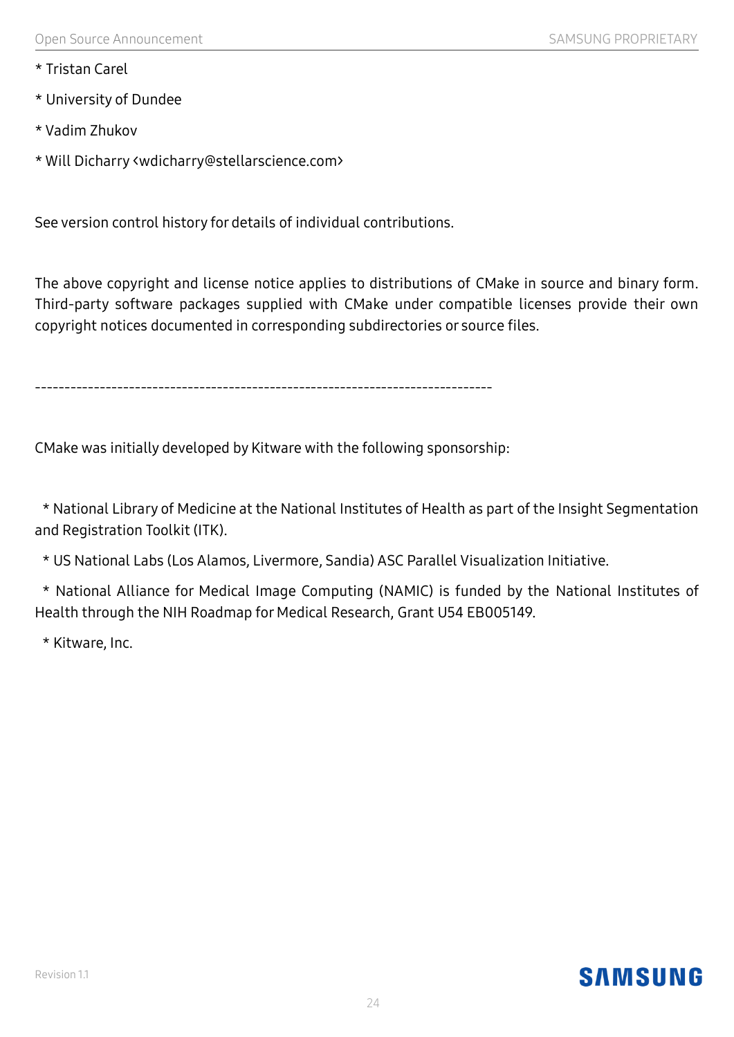* Tristan Carel

* University of Dundee

* Vadim Zhukov

* Will Dicharry <wdicharry@stellarscience.com>

See version control history for details of individual contributions.

The above copyright and license notice applies to distributions of CMake in source and binary form. Third-party software packages supplied with CMake under compatible licenses provide their own copyright notices documented in corresponding subdirectories or source files.

------------------------------------------------------------------------------

CMake was initially developed by Kitware with the following sponsorship:

* National Library of Medicine at the National Institutes of Health as part of the Insight Segmentation and Registration Toolkit (ITK).

* US National Labs (Los Alamos, Livermore, Sandia) ASC Parallel Visualization Initiative.

* National Alliance for Medical Image Computing (NAMIC) is funded by the National Institutes of Health through the NIH Roadmap for Medical Research, Grant U54 EB005149.

* Kitware, Inc.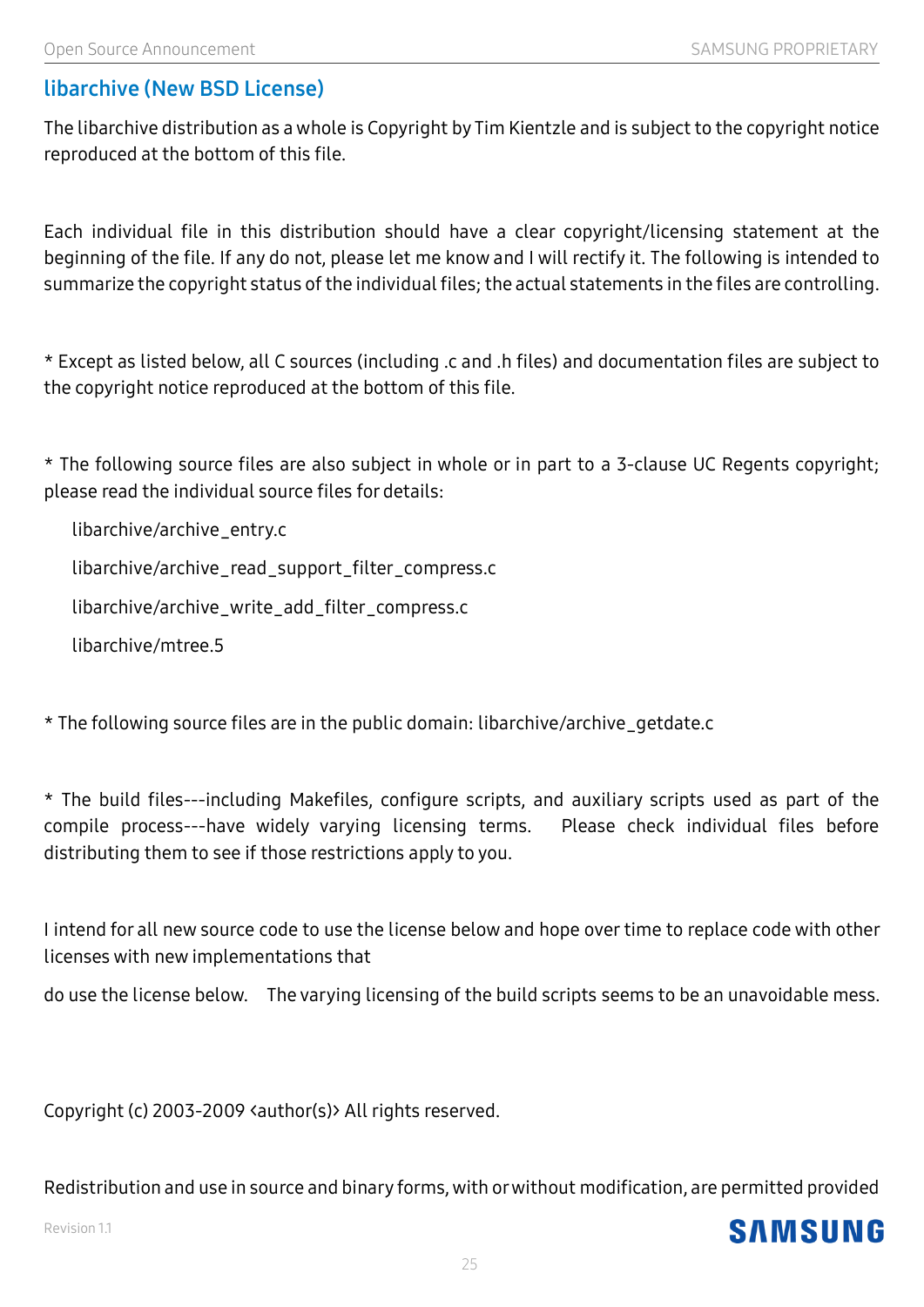## libarchive (New BSD License)

The libarchive distribution as a whole is Copyright by Tim Kientzle and is subject to the copyright notice reproduced at the bottom of this file.

Each individual file in this distribution should have a clear copyright/licensing statement at the beginning of the file. If any do not, please let me know and I will rectify it. The following is intended to summarize the copyright status of the individual files; the actual statements in the files are controlling.

* Except as listed below, all C sources (including .c and .h files) and documentation files are subject to the copyright notice reproduced at the bottom of this file.

* The following source files are also subject in whole or in part to a 3-clause UC Regents copyright; please read the individual source files for details:

  libarchive/archive_entry.c

  libarchive/archive_read_support_filter_compress.c

  libarchive/archive_write_add_filter_compress.c

  libarchive/mtree.5

* The following source files are in the public domain: libarchive/archive_getdate.c

* The build files---including Makefiles, configure scripts, and auxiliary scripts used as part of the compile process---have widely varying licensing terms. Please check individual files before distributing them to see if those restrictions apply to you.

I intend for all new source code to use the license below and hope over time to replace code with other licenses with new implementations that

do use the license below. The varying licensing of the build scripts seems to be an unavoidable mess.

Copyright (c) 2003-2009 <author(s)> All rights reserved.

Redistribution and use in source and binary forms, with or without modification, are permitted provided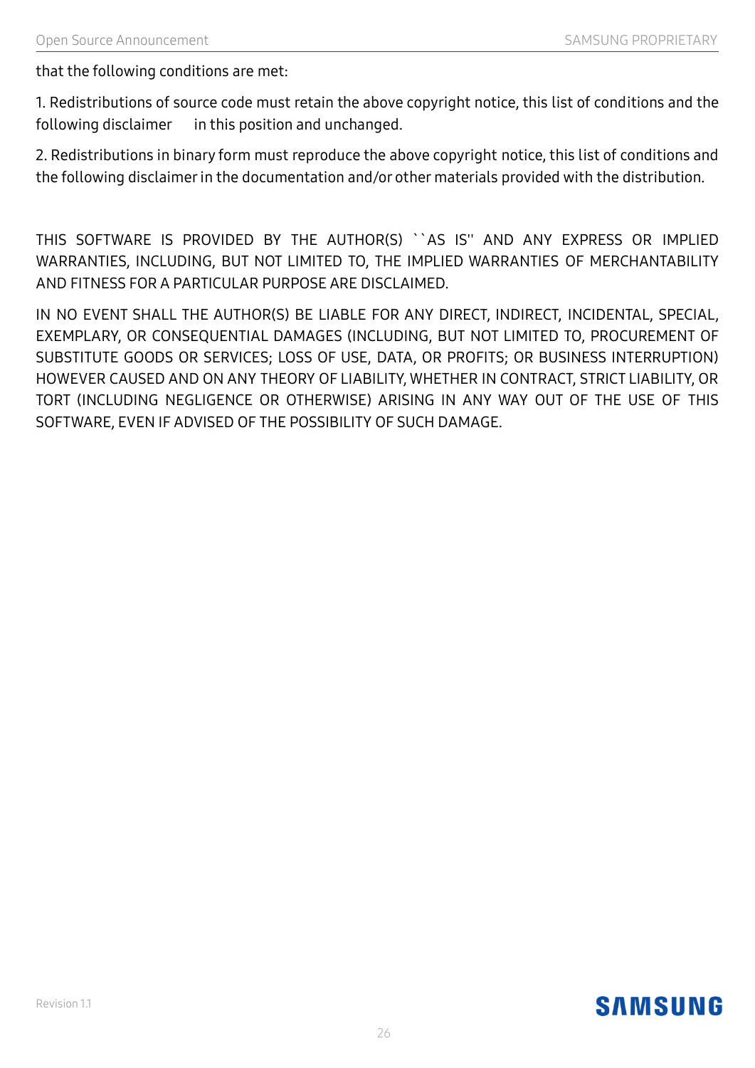that the following conditions are met:

1. Redistributions of source code must retain the above copyright notice, this list of conditions and the following disclaimer in this position and unchanged.

2. Redistributions in binary form must reproduce the above copyright notice, this list of conditions and the following disclaimer in the documentation and/or other materials provided with the distribution.

THIS SOFTWARE IS PROVIDED BY THE AUTHOR(S) ``AS IS'' AND ANY EXPRESS OR IMPLIED WARRANTIES, INCLUDING, BUT NOT LIMITED TO, THE IMPLIED WARRANTIES OF MERCHANTABILITY AND FITNESS FOR A PARTICULAR PURPOSE ARE DISCLAIMED.

IN NO EVENT SHALL THE AUTHOR(S) BE LIABLE FOR ANY DIRECT, INDIRECT, INCIDENTAL, SPECIAL, EXEMPLARY, OR CONSEQUENTIAL DAMAGES (INCLUDING, BUT NOT LIMITED TO, PROCUREMENT OF SUBSTITUTE GOODS OR SERVICES; LOSS OF USE, DATA, OR PROFITS; OR BUSINESS INTERRUPTION) HOWEVER CAUSED AND ON ANY THEORY OF LIABILITY, WHETHER IN CONTRACT, STRICT LIABILITY, OR TORT (INCLUDING NEGLIGENCE OR OTHERWISE) ARISING IN ANY WAY OUT OF THE USE OF THIS SOFTWARE, EVEN IF ADVISED OF THE POSSIBILITY OF SUCH DAMAGE.